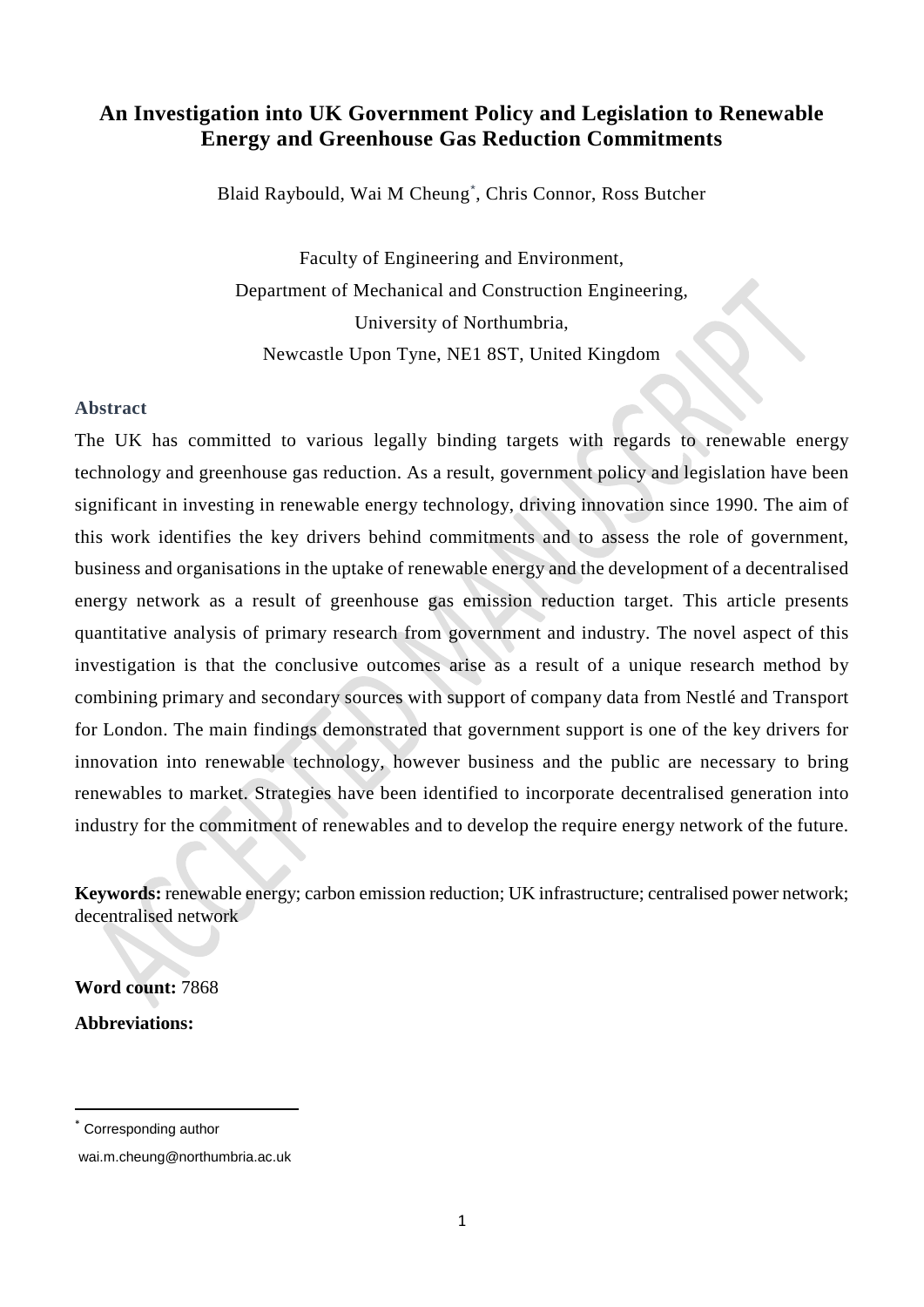# An Investigation into UK Government Policy and Legislation to Renewable Energy and Greenhouse Gas Reduction Commitments

Blaid Raybould, Wai M Cheung[*], Chris Connor, Ross Butcher

Faculty of Engineering and Environment,
Department of Mechanical and Construction Engineering,
University of Northumbria,
Newcastle Upon Tyne, NE1 8ST, United Kingdom

## Abstract

The UK has committed to various legally binding targets with regards to renewable energy technology and greenhouse gas reduction. As a result, government policy and legislation have been significant in investing in renewable energy technology, driving innovation since 1990. The aim of this work identifies the key drivers behind commitments and to assess the role of government, business and organisations in the uptake of renewable energy and the development of a decentralised energy network as a result of greenhouse gas emission reduction target. This article presents quantitative analysis of primary research from government and industry. The novel aspect of this investigation is that the conclusive outcomes arise as a result of a unique research method by combining primary and secondary sources with support of company data from Nestlé and Transport for London. The main findings demonstrated that government support is one of the key drivers for innovation into renewable technology, however business and the public are necessary to bring renewables to market. Strategies have been identified to incorporate decentralised generation into industry for the commitment of renewables and to develop the require energy network of the future.

**Keywords:** renewable energy; carbon emission reduction; UK infrastructure; centralised power network; decentralised network

**Word count:** 7868

**Abbreviations:**

[*] Corresponding author

wai.m.cheung@northumbria.ac.uk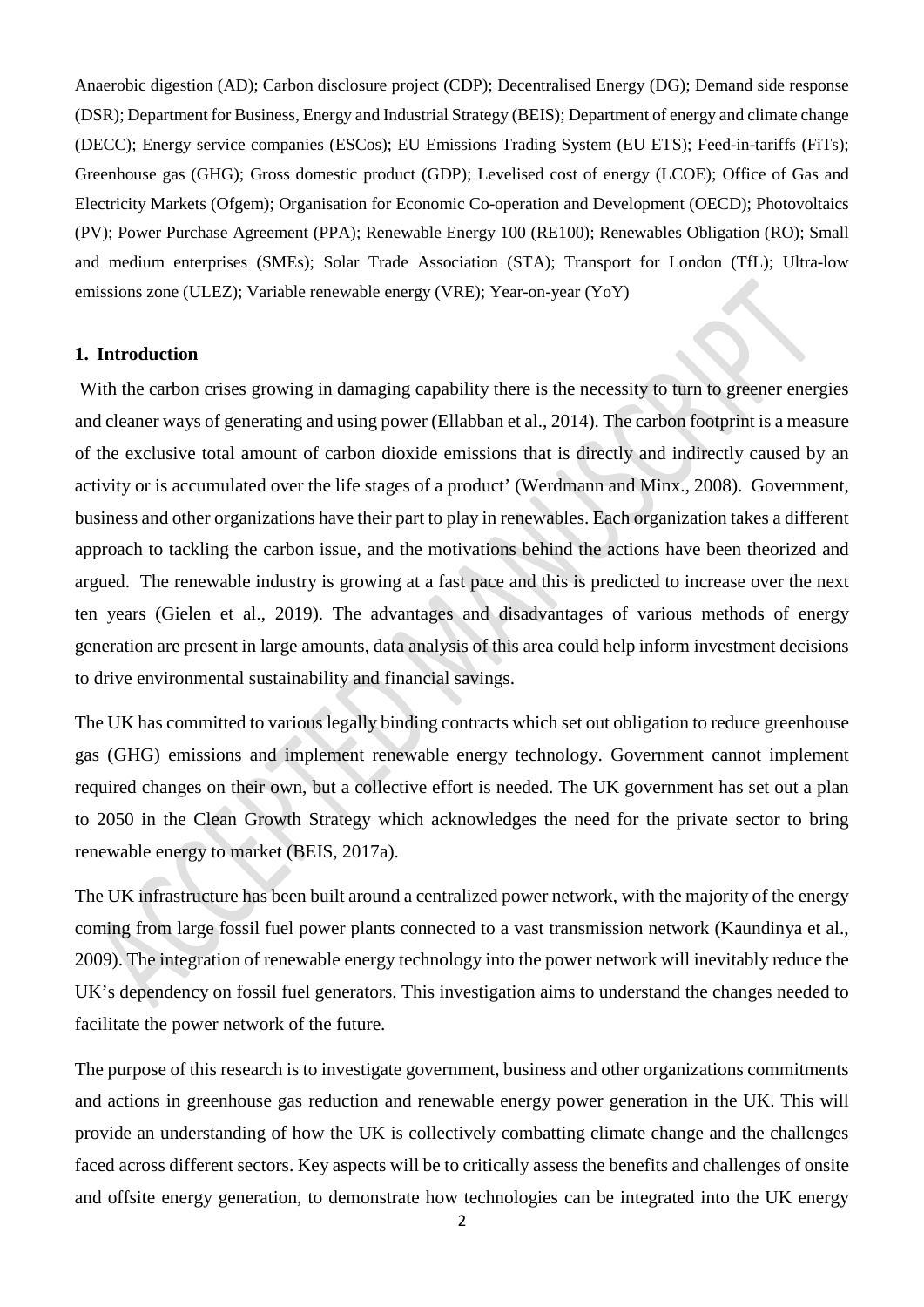Anaerobic digestion (AD); Carbon disclosure project (CDP); Decentralised Energy (DG); Demand side response (DSR); Department for Business, Energy and Industrial Strategy (BEIS); Department of energy and climate change (DECC); Energy service companies (ESCos); EU Emissions Trading System (EU ETS); Feed-in-tariffs (FiTs); Greenhouse gas (GHG); Gross domestic product (GDP); Levelised cost of energy (LCOE); Office of Gas and Electricity Markets (Ofgem); Organisation for Economic Co-operation and Development (OECD); Photovoltaics (PV); Power Purchase Agreement (PPA); Renewable Energy 100 (RE100); Renewables Obligation (RO); Small and medium enterprises (SMEs); Solar Trade Association (STA); Transport for London (TfL); Ultra-low emissions zone (ULEZ); Variable renewable energy (VRE); Year-on-year (YoY)

## 1. Introduction

With the carbon crises growing in damaging capability there is the necessity to turn to greener energies and cleaner ways of generating and using power (Ellabban et al., 2014). The carbon footprint is a measure of the exclusive total amount of carbon dioxide emissions that is directly and indirectly caused by an activity or is accumulated over the life stages of a product' (Werdmann and Minx., 2008). Government, business and other organizations have their part to play in renewables. Each organization takes a different approach to tackling the carbon issue, and the motivations behind the actions have been theorized and argued. The renewable industry is growing at a fast pace and this is predicted to increase over the next ten years (Gielen et al., 2019). The advantages and disadvantages of various methods of energy generation are present in large amounts, data analysis of this area could help inform investment decisions to drive environmental sustainability and financial savings.

The UK has committed to various legally binding contracts which set out obligation to reduce greenhouse gas (GHG) emissions and implement renewable energy technology. Government cannot implement required changes on their own, but a collective effort is needed. The UK government has set out a plan to 2050 in the Clean Growth Strategy which acknowledges the need for the private sector to bring renewable energy to market (BEIS, 2017a).

The UK infrastructure has been built around a centralized power network, with the majority of the energy coming from large fossil fuel power plants connected to a vast transmission network (Kaundinya et al., 2009). The integration of renewable energy technology into the power network will inevitably reduce the UK's dependency on fossil fuel generators. This investigation aims to understand the changes needed to facilitate the power network of the future.

The purpose of this research is to investigate government, business and other organizations commitments and actions in greenhouse gas reduction and renewable energy power generation in the UK. This will provide an understanding of how the UK is collectively combatting climate change and the challenges faced across different sectors. Key aspects will be to critically assess the benefits and challenges of onsite and offsite energy generation, to demonstrate how technologies can be integrated into the UK energy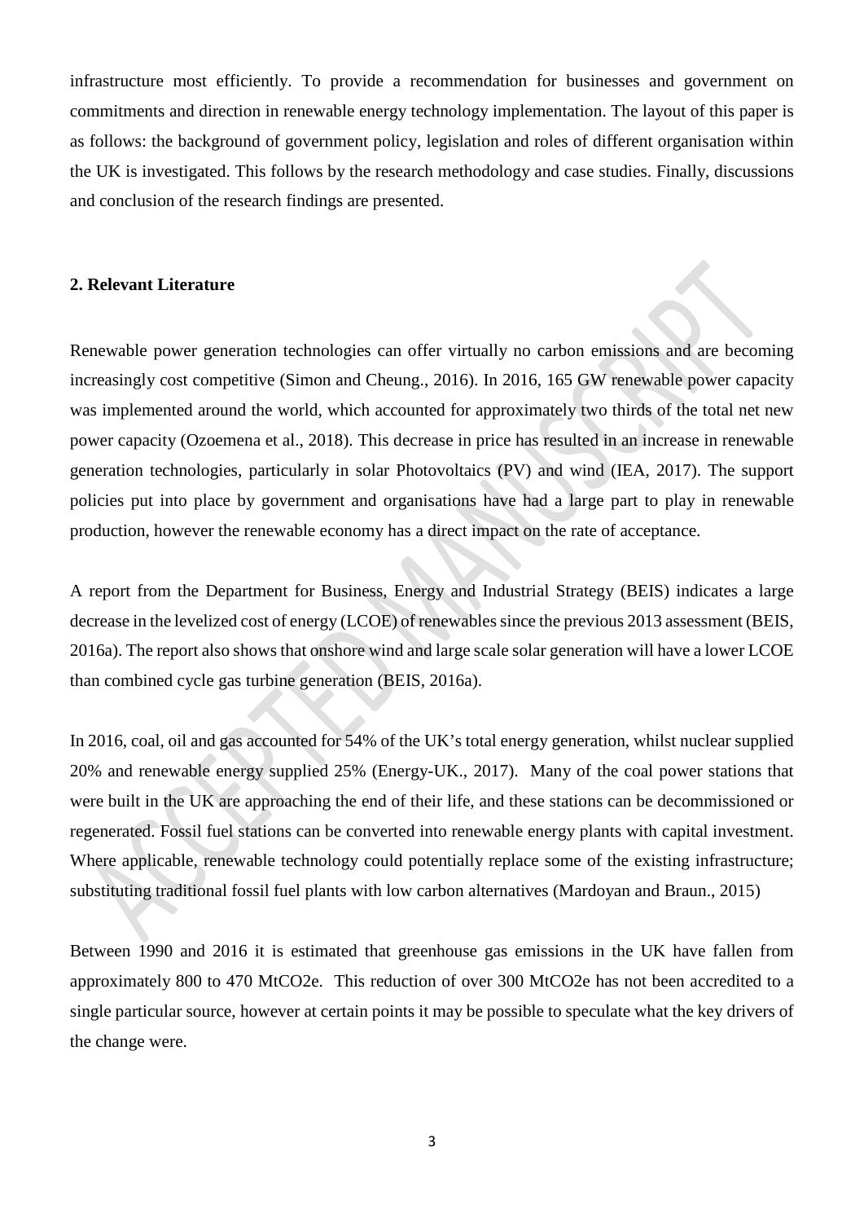infrastructure most efficiently. To provide a recommendation for businesses and government on commitments and direction in renewable energy technology implementation. The layout of this paper is as follows: the background of government policy, legislation and roles of different organisation within the UK is investigated. This follows by the research methodology and case studies. Finally, discussions and conclusion of the research findings are presented.

## 2. Relevant Literature

Renewable power generation technologies can offer virtually no carbon emissions and are becoming increasingly cost competitive (Simon and Cheung., 2016). In 2016, 165 GW renewable power capacity was implemented around the world, which accounted for approximately two thirds of the total net new power capacity (Ozoemena et al., 2018). This decrease in price has resulted in an increase in renewable generation technologies, particularly in solar Photovoltaics (PV) and wind (IEA, 2017). The support policies put into place by government and organisations have had a large part to play in renewable production, however the renewable economy has a direct impact on the rate of acceptance.

A report from the Department for Business, Energy and Industrial Strategy (BEIS) indicates a large decrease in the levelized cost of energy (LCOE) of renewables since the previous 2013 assessment (BEIS, 2016a). The report also shows that onshore wind and large scale solar generation will have a lower LCOE than combined cycle gas turbine generation (BEIS, 2016a).

In 2016, coal, oil and gas accounted for 54% of the UK's total energy generation, whilst nuclear supplied 20% and renewable energy supplied 25% (Energy-UK., 2017). Many of the coal power stations that were built in the UK are approaching the end of their life, and these stations can be decommissioned or regenerated. Fossil fuel stations can be converted into renewable energy plants with capital investment. Where applicable, renewable technology could potentially replace some of the existing infrastructure; substituting traditional fossil fuel plants with low carbon alternatives (Mardoyan and Braun., 2015)

Between 1990 and 2016 it is estimated that greenhouse gas emissions in the UK have fallen from approximately 800 to 470 $MtCO_2e$. This reduction of over 300 $MtCO_2e$ has not been accredited to a single particular source, however at certain points it may be possible to speculate what the key drivers of the change were.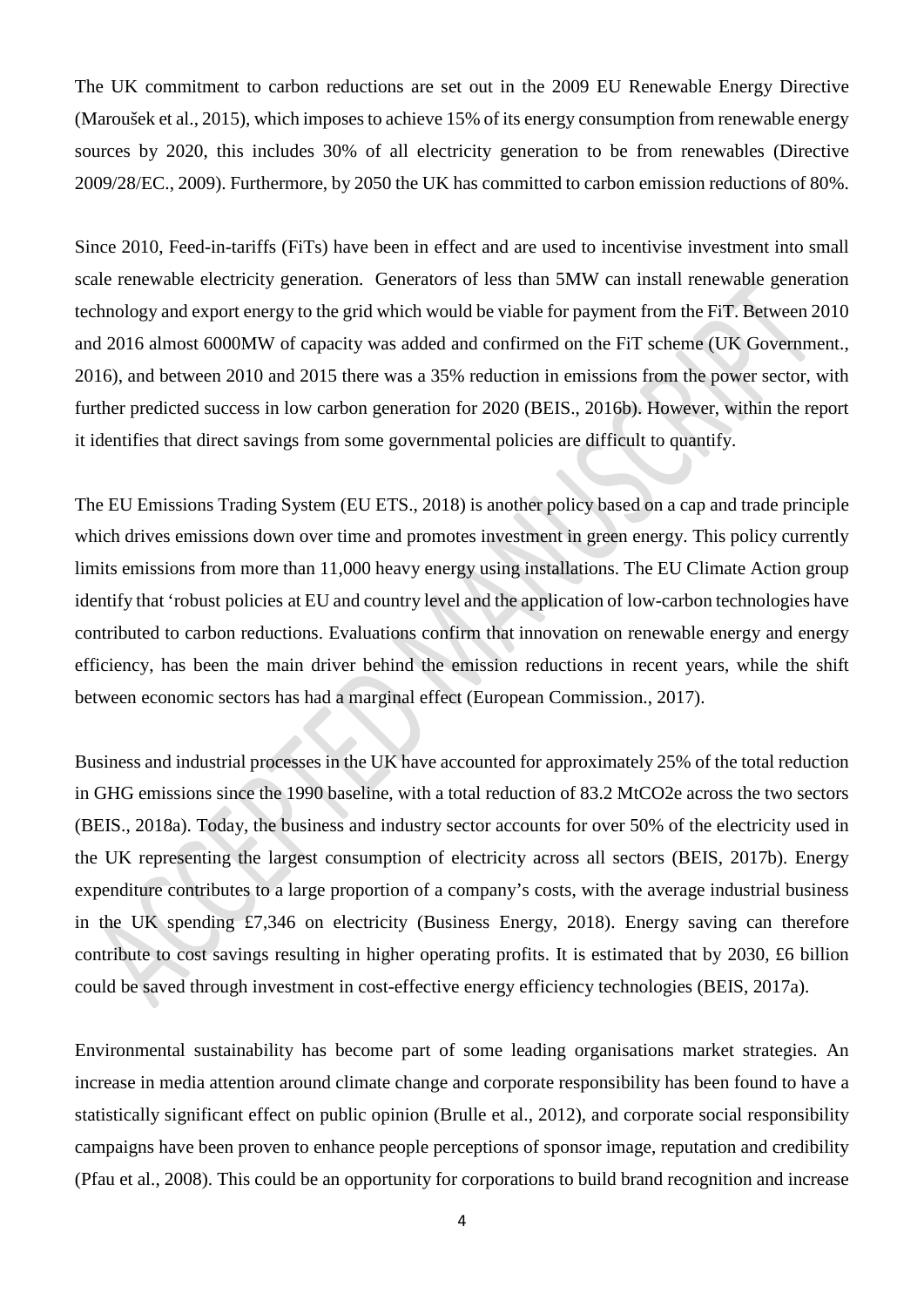The UK commitment to carbon reductions are set out in the 2009 EU Renewable Energy Directive (Maroušek et al., 2015), which imposes to achieve 15% of its energy consumption from renewable energy sources by 2020, this includes 30% of all electricity generation to be from renewables (Directive 2009/28/EC., 2009). Furthermore, by 2050 the UK has committed to carbon emission reductions of 80%.

Since 2010, Feed-in-tariffs (FiTs) have been in effect and are used to incentivise investment into small scale renewable electricity generation. Generators of less than 5MW can install renewable generation technology and export energy to the grid which would be viable for payment from the FiT. Between 2010 and 2016 almost 6000MW of capacity was added and confirmed on the FiT scheme (UK Government., 2016), and between 2010 and 2015 there was a 35% reduction in emissions from the power sector, with further predicted success in low carbon generation for 2020 (BEIS., 2016b). However, within the report it identifies that direct savings from some governmental policies are difficult to quantify.

The EU Emissions Trading System (EU ETS., 2018) is another policy based on a cap and trade principle which drives emissions down over time and promotes investment in green energy. This policy currently limits emissions from more than 11,000 heavy energy using installations. The EU Climate Action group identify that 'robust policies at EU and country level and the application of low-carbon technologies have contributed to carbon reductions. Evaluations confirm that innovation on renewable energy and energy efficiency, has been the main driver behind the emission reductions in recent years, while the shift between economic sectors has had a marginal effect (European Commission., 2017).

Business and industrial processes in the UK have accounted for approximately 25% of the total reduction in GHG emissions since the 1990 baseline, with a total reduction of 83.2 $MtCO_2e$ across the two sectors (BEIS., 2018a). Today, the business and industry sector accounts for over 50% of the electricity used in the UK representing the largest consumption of electricity across all sectors (BEIS, 2017b). Energy expenditure contributes to a large proportion of a company's costs, with the average industrial business in the UK spending £7,346 on electricity (Business Energy, 2018). Energy saving can therefore contribute to cost savings resulting in higher operating profits. It is estimated that by 2030, £6 billion could be saved through investment in cost-effective energy efficiency technologies (BEIS, 2017a).

Environmental sustainability has become part of some leading organisations market strategies. An increase in media attention around climate change and corporate responsibility has been found to have a statistically significant effect on public opinion (Brulle et al., 2012), and corporate social responsibility campaigns have been proven to enhance people perceptions of sponsor image, reputation and credibility (Pfau et al., 2008). This could be an opportunity for corporations to build brand recognition and increase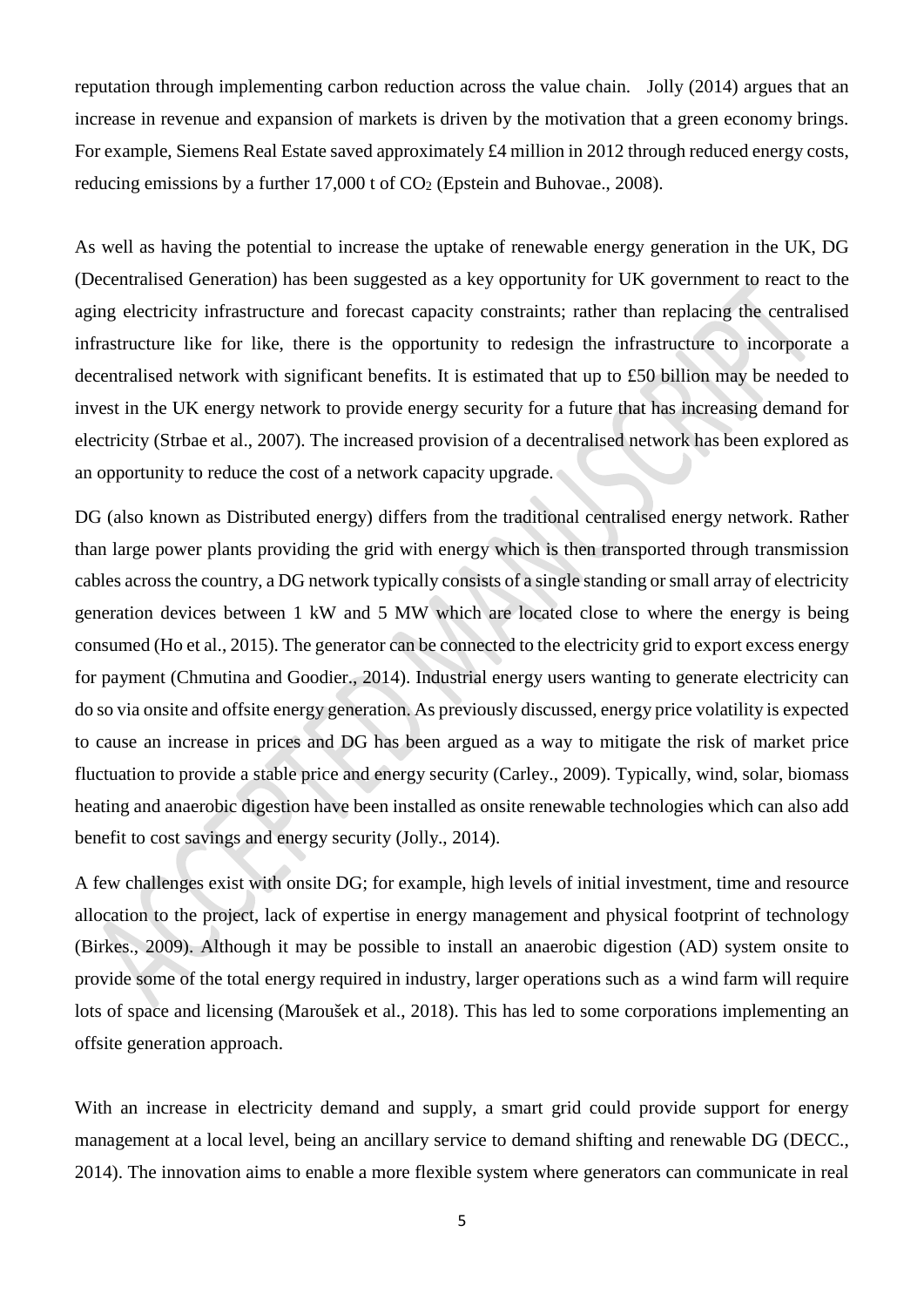reputation through implementing carbon reduction across the value chain. Jolly (2014) argues that an increase in revenue and expansion of markets is driven by the motivation that a green economy brings. For example, Siemens Real Estate saved approximately £4 million in 2012 through reduced energy costs, reducing emissions by a further 17,000 t of $CO_2$ (Epstein and Buhovae., 2008).

As well as having the potential to increase the uptake of renewable energy generation in the UK, DG (Decentralised Generation) has been suggested as a key opportunity for UK government to react to the aging electricity infrastructure and forecast capacity constraints; rather than replacing the centralised infrastructure like for like, there is the opportunity to redesign the infrastructure to incorporate a decentralised network with significant benefits. It is estimated that up to £50 billion may be needed to invest in the UK energy network to provide energy security for a future that has increasing demand for electricity (Strbae et al., 2007). The increased provision of a decentralised network has been explored as an opportunity to reduce the cost of a network capacity upgrade.

DG (also known as Distributed energy) differs from the traditional centralised energy network. Rather than large power plants providing the grid with energy which is then transported through transmission cables across the country, a DG network typically consists of a single standing or small array of electricity generation devices between 1 kW and 5 MW which are located close to where the energy is being consumed (Ho et al., 2015). The generator can be connected to the electricity grid to export excess energy for payment (Chmutina and Goodier., 2014). Industrial energy users wanting to generate electricity can do so via onsite and offsite energy generation. As previously discussed, energy price volatility is expected to cause an increase in prices and DG has been argued as a way to mitigate the risk of market price fluctuation to provide a stable price and energy security (Carley., 2009). Typically, wind, solar, biomass heating and anaerobic digestion have been installed as onsite renewable technologies which can also add benefit to cost savings and energy security (Jolly., 2014).

A few challenges exist with onsite DG; for example, high levels of initial investment, time and resource allocation to the project, lack of expertise in energy management and physical footprint of technology (Birkes., 2009). Although it may be possible to install an anaerobic digestion (AD) system onsite to provide some of the total energy required in industry, larger operations such as a wind farm will require lots of space and licensing (Maroušek et al., 2018). This has led to some corporations implementing an offsite generation approach.

With an increase in electricity demand and supply, a smart grid could provide support for energy management at a local level, being an ancillary service to demand shifting and renewable DG (DECC., 2014). The innovation aims to enable a more flexible system where generators can communicate in real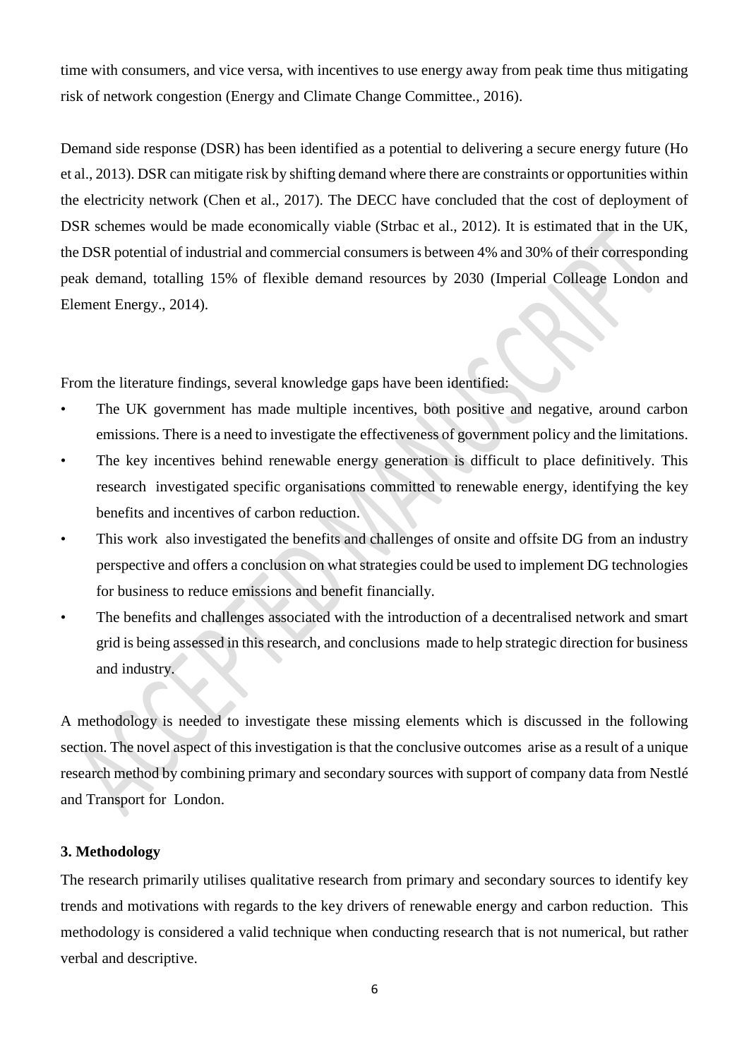time with consumers, and vice versa, with incentives to use energy away from peak time thus mitigating risk of network congestion (Energy and Climate Change Committee., 2016).

Demand side response (DSR) has been identified as a potential to delivering a secure energy future (Ho et al., 2013). DSR can mitigate risk by shifting demand where there are constraints or opportunities within the electricity network (Chen et al., 2017). The DECC have concluded that the cost of deployment of DSR schemes would be made economically viable (Strbac et al., 2012). It is estimated that in the UK, the DSR potential of industrial and commercial consumers is between 4% and 30% of their corresponding peak demand, totalling 15% of flexible demand resources by 2030 (Imperial Colleage London and Element Energy., 2014).

From the literature findings, several knowledge gaps have been identified:

- The UK government has made multiple incentives, both positive and negative, around carbon emissions. There is a need to investigate the effectiveness of government policy and the limitations.
- The key incentives behind renewable energy generation is difficult to place definitively. This research investigated specific organisations committed to renewable energy, identifying the key benefits and incentives of carbon reduction.
- This work also investigated the benefits and challenges of onsite and offsite DG from an industry perspective and offers a conclusion on what strategies could be used to implement DG technologies for business to reduce emissions and benefit financially.
- The benefits and challenges associated with the introduction of a decentralised network and smart grid is being assessed in this research, and conclusions made to help strategic direction for business and industry.

A methodology is needed to investigate these missing elements which is discussed in the following section. The novel aspect of this investigation is that the conclusive outcomes arise as a result of a unique research method by combining primary and secondary sources with support of company data from Nestlé and Transport for London.

**3. Methodology**

The research primarily utilises qualitative research from primary and secondary sources to identify key trends and motivations with regards to the key drivers of renewable energy and carbon reduction. This methodology is considered a valid technique when conducting research that is not numerical, but rather verbal and descriptive.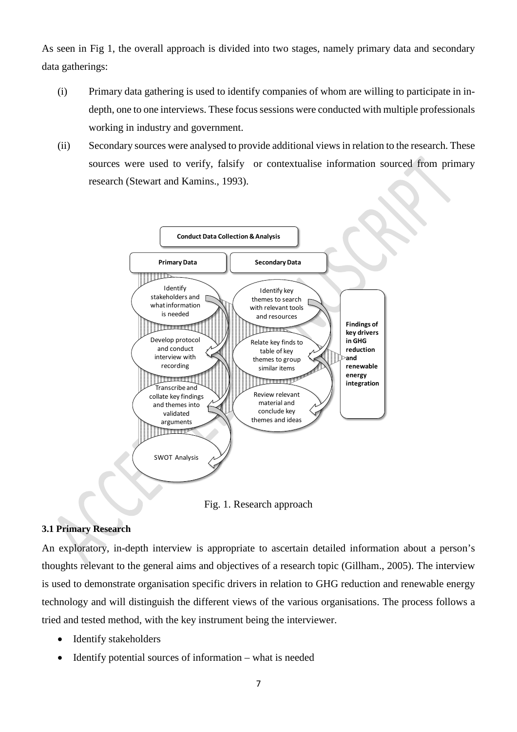As seen in Fig 1, the overall approach is divided into two stages, namely primary data and secondary data gatherings:

(i) Primary data gathering is used to identify companies of whom are willing to participate in in-depth, one to one interviews. These focus sessions were conducted with multiple professionals working in industry and government.

(ii) Secondary sources were analysed to provide additional views in relation to the research. These sources were used to verify, falsify or contextualise information sourced from primary research (Stewart and Kamins., 1993).

Fig. 1. Research approach

### 3.1 Primary Research

An exploratory, in-depth interview is appropriate to ascertain detailed information about a person's thoughts relevant to the general aims and objectives of a research topic (Gillham., 2005). The interview is used to demonstrate organisation specific drivers in relation to GHG reduction and renewable energy technology and will distinguish the different views of the various organisations. The process follows a tried and tested method, with the key instrument being the interviewer.

- Identify stakeholders
- Identify potential sources of information – what is needed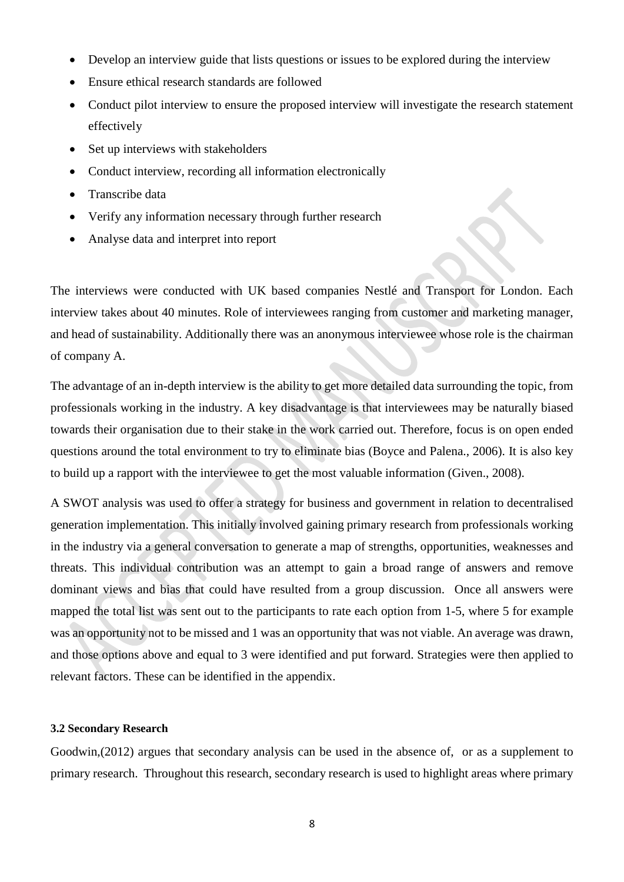- Develop an interview guide that lists questions or issues to be explored during the interview
- Ensure ethical research standards are followed
- Conduct pilot interview to ensure the proposed interview will investigate the research statement effectively
- Set up interviews with stakeholders
- Conduct interview, recording all information electronically
- Transcribe data
- Verify any information necessary through further research
- Analyse data and interpret into report

The interviews were conducted with UK based companies Nestlé and Transport for London. Each interview takes about 40 minutes. Role of interviewees ranging from customer and marketing manager, and head of sustainability. Additionally there was an anonymous interviewee whose role is the chairman of company A.

The advantage of an in-depth interview is the ability to get more detailed data surrounding the topic, from professionals working in the industry. A key disadvantage is that interviewees may be naturally biased towards their organisation due to their stake in the work carried out. Therefore, focus is on open ended questions around the total environment to try to eliminate bias (Boyce and Palena., 2006). It is also key to build up a rapport with the interviewee to get the most valuable information (Given., 2008).

A SWOT analysis was used to offer a strategy for business and government in relation to decentralised generation implementation. This initially involved gaining primary research from professionals working in the industry via a general conversation to generate a map of strengths, opportunities, weaknesses and threats. This individual contribution was an attempt to gain a broad range of answers and remove dominant views and bias that could have resulted from a group discussion. Once all answers were mapped the total list was sent out to the participants to rate each option from 1-5, where 5 for example was an opportunity not to be missed and 1 was an opportunity that was not viable. An average was drawn, and those options above and equal to 3 were identified and put forward. Strategies were then applied to relevant factors. These can be identified in the appendix.

#### 3.2 Secondary Research

Goodwin,(2012) argues that secondary analysis can be used in the absence of, or as a supplement to primary research. Throughout this research, secondary research is used to highlight areas where primary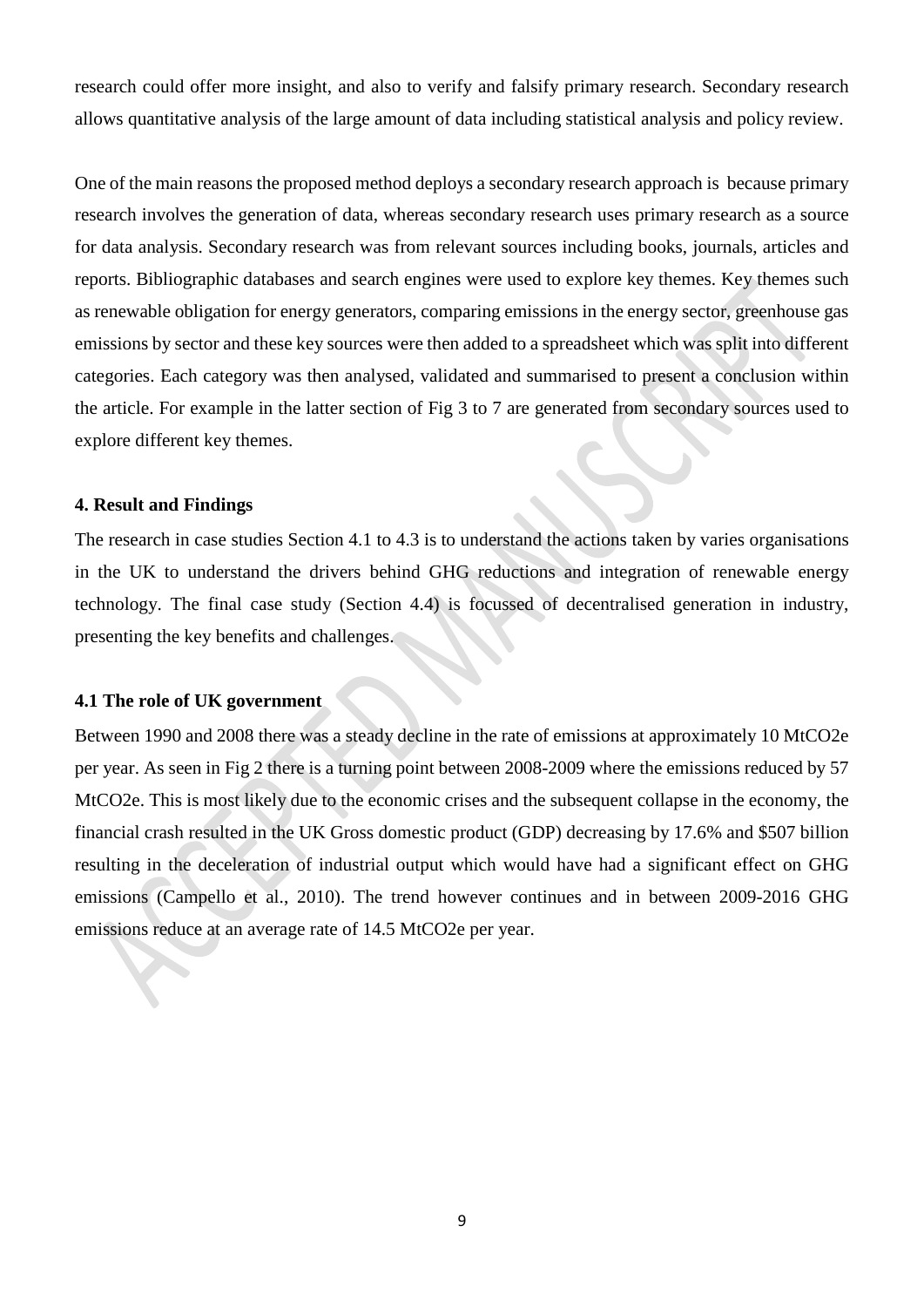research could offer more insight, and also to verify and falsify primary research. Secondary research allows quantitative analysis of the large amount of data including statistical analysis and policy review.

One of the main reasons the proposed method deploys a secondary research approach is because primary research involves the generation of data, whereas secondary research uses primary research as a source for data analysis. Secondary research was from relevant sources including books, journals, articles and reports. Bibliographic databases and search engines were used to explore key themes. Key themes such as renewable obligation for energy generators, comparing emissions in the energy sector, greenhouse gas emissions by sector and these key sources were then added to a spreadsheet which was split into different categories. Each category was then analysed, validated and summarised to present a conclusion within the article. For example in the latter section of Fig 3 to 7 are generated from secondary sources used to explore different key themes.

#### 4. Result and Findings

The research in case studies Section 4.1 to 4.3 is to understand the actions taken by varies organisations in the UK to understand the drivers behind GHG reductions and integration of renewable energy technology. The final case study (Section 4.4) is focussed of decentralised generation in industry, presenting the key benefits and challenges.

#### 4.1 The role of UK government

Between 1990 and 2008 there was a steady decline in the rate of emissions at approximately 10 MtCO2e per year. As seen in Fig 2 there is a turning point between 2008-2009 where the emissions reduced by 57 MtCO2e. This is most likely due to the economic crises and the subsequent collapse in the economy, the financial crash resulted in the UK Gross domestic product (GDP) decreasing by 17.6% and $507 billion resulting in the deceleration of industrial output which would have had a significant effect on GHG emissions (Campello et al., 2010). The trend however continues and in between 2009-2016 GHG emissions reduce at an average rate of 14.5 MtCO2e per year.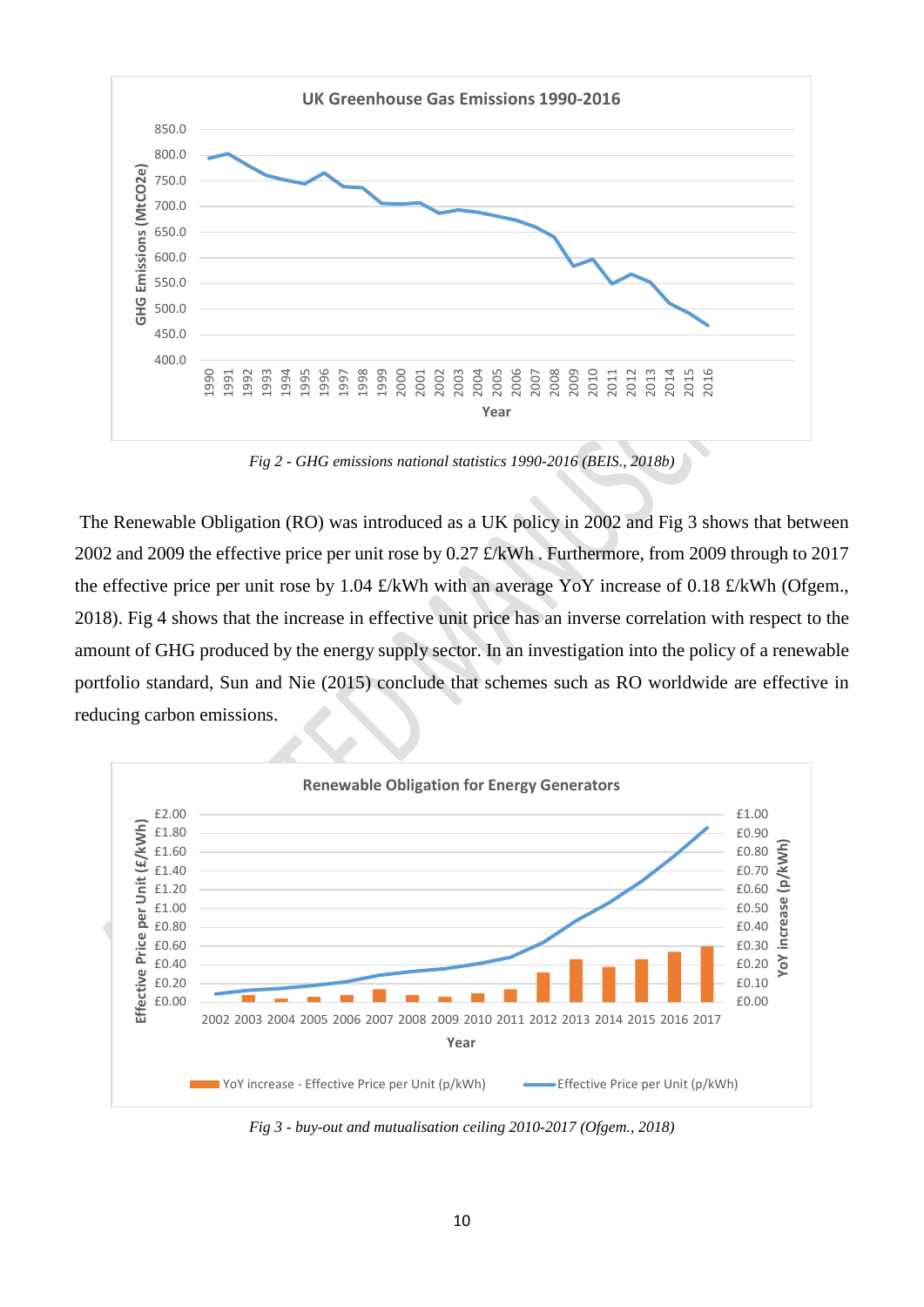*Fig 2 - GHG emissions national statistics 1990-2016 (BEIS., 2018b)*

The Renewable Obligation (RO) was introduced as a UK policy in 2002 and Fig 3 shows that between 2002 and 2009 the effective price per unit rose by 0.27 £/kWh . Furthermore, from 2009 through to 2017 the effective price per unit rose by 1.04 £/kWh with an average YoY increase of 0.18 £/kWh (Ofgem., 2018). Fig 4 shows that the increase in effective unit price has an inverse correlation with respect to the amount of GHG produced by the energy supply sector. In an investigation into the policy of a renewable portfolio standard, Sun and Nie (2015) conclude that schemes such as RO worldwide are effective in reducing carbon emissions.

*Fig 3 - buy-out and mutualisation ceiling 2010-2017 (Ofgem., 2018)*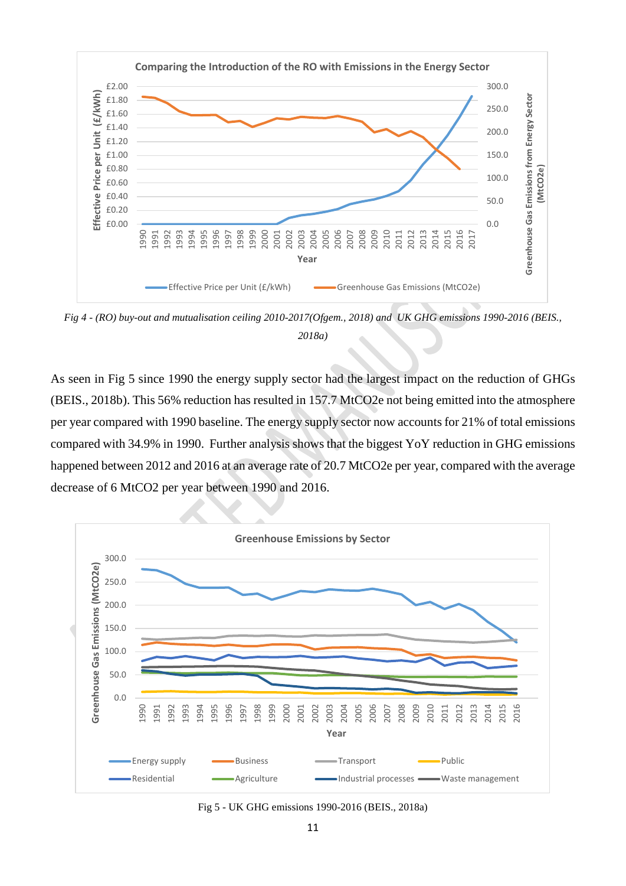Fig 4 - (RO) buy-out and mutualisation ceiling 2010-2017(Ofgem., 2018) and UK GHG emissions 1990-2016 (BEIS., 2018a)

As seen in Fig 5 since 1990 the energy supply sector had the largest impact on the reduction of GHGs (BEIS., 2018b). This 56% reduction has resulted in 157.7 MtCO2e not being emitted into the atmosphere per year compared with 1990 baseline. The energy supply sector now accounts for 21% of total emissions compared with 34.9% in 1990. Further analysis shows that the biggest YoY reduction in GHG emissions happened between 2012 and 2016 at an average rate of 20.7 MtCO2e per year, compared with the average decrease of 6 MtCO2 per year between 1990 and 2016.

Fig 5 - UK GHG emissions 1990-2016 (BEIS., 2018a)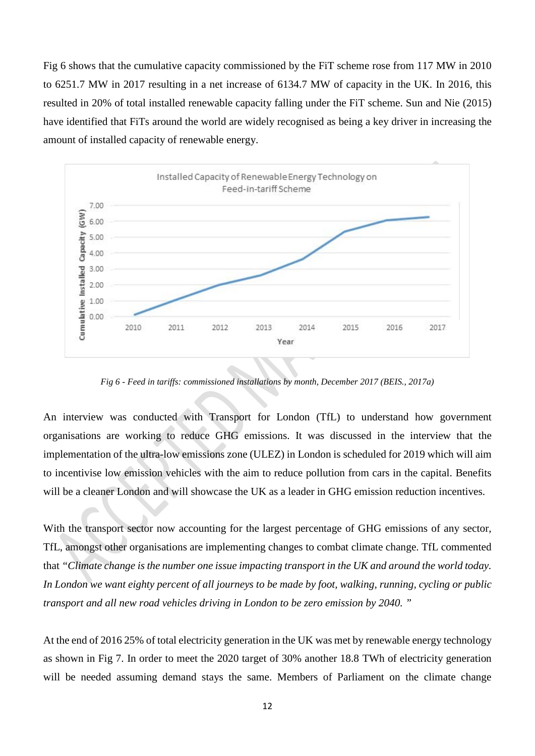Fig 6 shows that the cumulative capacity commissioned by the FiT scheme rose from 117 MW in 2010 to 6251.7 MW in 2017 resulting in a net increase of 6134.7 MW of capacity in the UK. In 2016, this resulted in 20% of total installed renewable capacity falling under the FiT scheme. Sun and Nie (2015) have identified that FiTs around the world are widely recognised as being a key driver in increasing the amount of installed capacity of renewable energy.

*Fig 6 - Feed in tariffs: commissioned installations by month, December 2017 (BEIS., 2017a)*

An interview was conducted with Transport for London (TfL) to understand how government organisations are working to reduce GHG emissions. It was discussed in the interview that the implementation of the ultra-low emissions zone (ULEZ) in London is scheduled for 2019 which will aim to incentivise low emission vehicles with the aim to reduce pollution from cars in the capital. Benefits will be a cleaner London and will showcase the UK as a leader in GHG emission reduction incentives.

With the transport sector now accounting for the largest percentage of GHG emissions of any sector, TfL, amongst other organisations are implementing changes to combat climate change. TfL commented that *"Climate change is the number one issue impacting transport in the UK and around the world today. In London we want eighty percent of all journeys to be made by foot, walking, running, cycling or public transport and all new road vehicles driving in London to be zero emission by 2040."*

At the end of 2016 25% of total electricity generation in the UK was met by renewable energy technology as shown in Fig 7. In order to meet the 2020 target of 30% another 18.8 TWh of electricity generation will be needed assuming demand stays the same. Members of Parliament on the climate change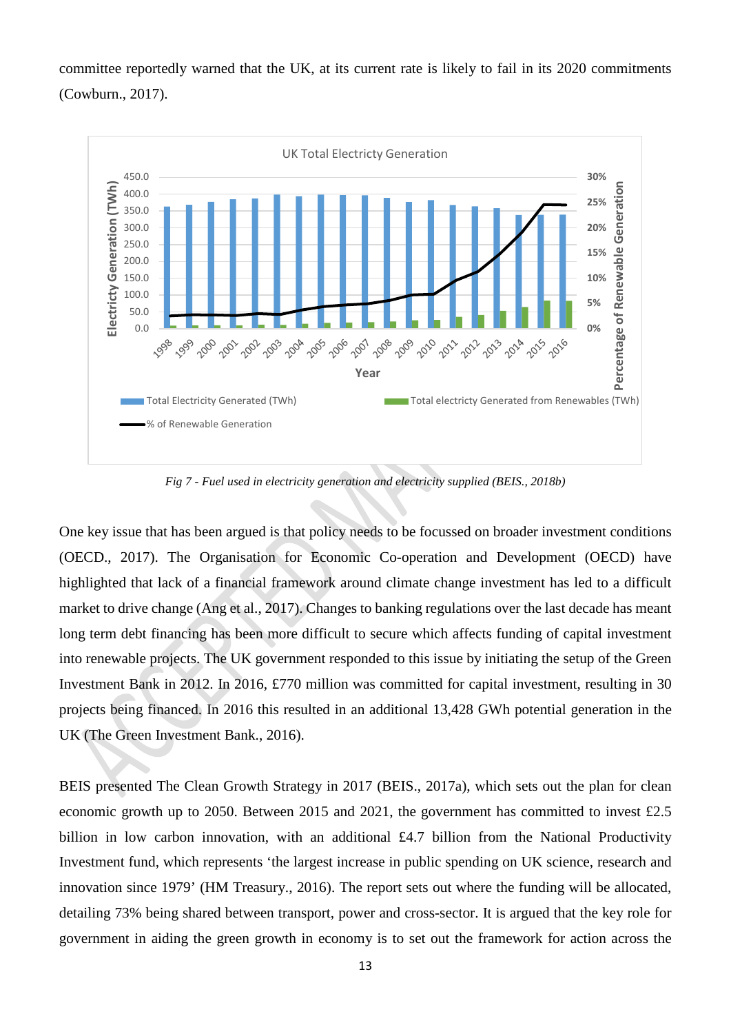committee reportedly warned that the UK, at its current rate is likely to fail in its 2020 commitments (Cowburn., 2017).

*Fig 7 - Fuel used in electricity generation and electricity supplied (BEIS., 2018b)*

One key issue that has been argued is that policy needs to be focussed on broader investment conditions (OECD., 2017). The Organisation for Economic Co-operation and Development (OECD) have highlighted that lack of a financial framework around climate change investment has led to a difficult market to drive change (Ang et al., 2017). Changes to banking regulations over the last decade has meant long term debt financing has been more difficult to secure which affects funding of capital investment into renewable projects. The UK government responded to this issue by initiating the setup of the Green Investment Bank in 2012. In 2016, £770 million was committed for capital investment, resulting in 30 projects being financed. In 2016 this resulted in an additional 13,428 GWh potential generation in the UK (The Green Investment Bank., 2016).

BEIS presented The Clean Growth Strategy in 2017 (BEIS., 2017a), which sets out the plan for clean economic growth up to 2050. Between 2015 and 2021, the government has committed to invest £2.5 billion in low carbon innovation, with an additional £4.7 billion from the National Productivity Investment fund, which represents 'the largest increase in public spending on UK science, research and innovation since 1979' (HM Treasury., 2016). The report sets out where the funding will be allocated, detailing 73% being shared between transport, power and cross-sector. It is argued that the key role for government in aiding the green growth in economy is to set out the framework for action across the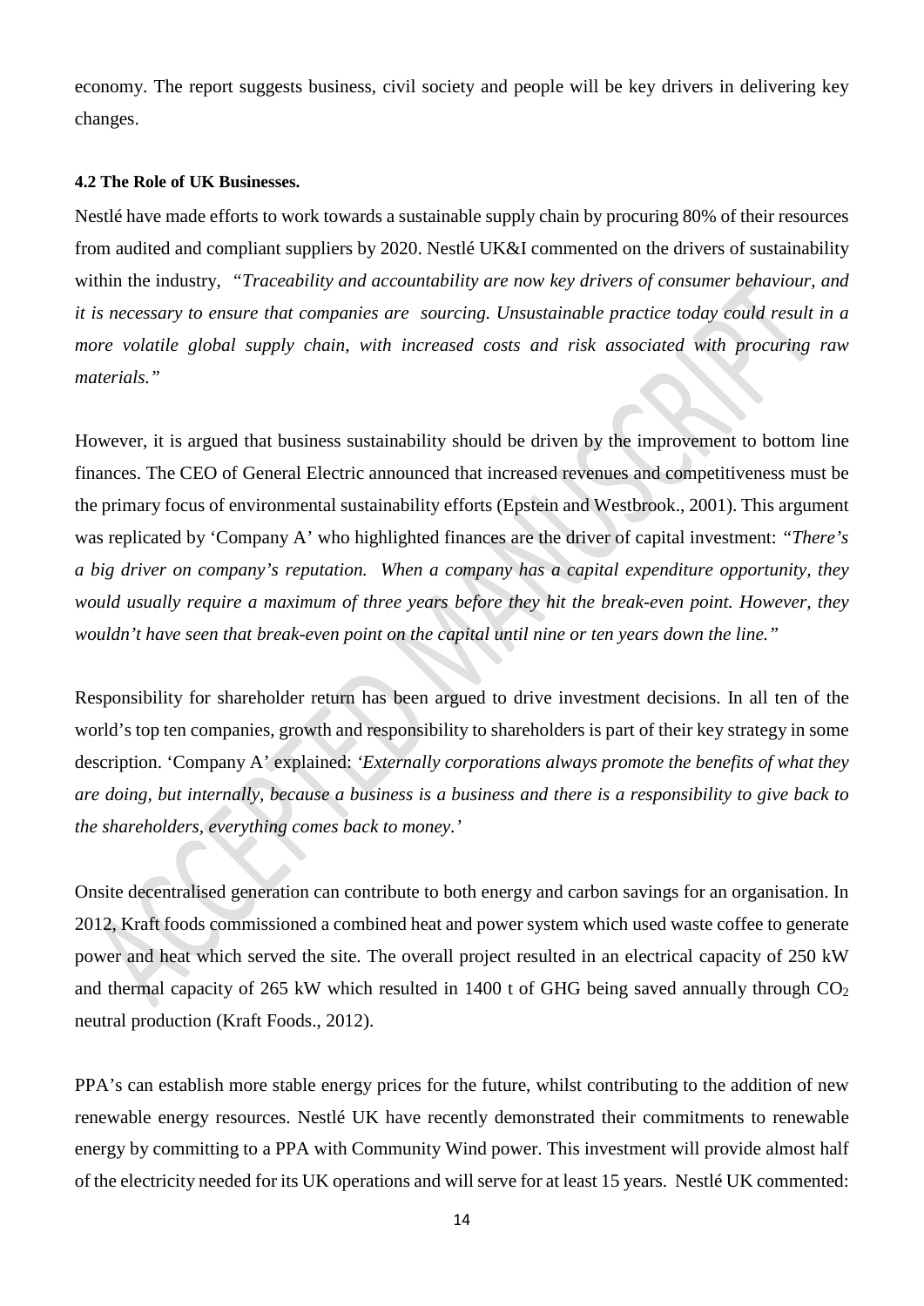economy. The report suggests business, civil society and people will be key drivers in delivering key changes.

#### 4.2 The Role of UK Businesses.

Nestlé have made efforts to work towards a sustainable supply chain by procuring 80% of their resources from audited and compliant suppliers by 2020. Nestlé UK&I commented on the drivers of sustainability within the industry, *"Traceability and accountability are now key drivers of consumer behaviour, and it is necessary to ensure that companies are sourcing. Unsustainable practice today could result in a more volatile global supply chain, with increased costs and risk associated with procuring raw materials."*

However, it is argued that business sustainability should be driven by the improvement to bottom line finances. The CEO of General Electric announced that increased revenues and competitiveness must be the primary focus of environmental sustainability efforts (Epstein and Westbrook., 2001). This argument was replicated by 'Company A' who highlighted finances are the driver of capital investment: *"There's a big driver on company's reputation. When a company has a capital expenditure opportunity, they would usually require a maximum of three years before they hit the break-even point. However, they wouldn't have seen that break-even point on the capital until nine or ten years down the line."*

Responsibility for shareholder return has been argued to drive investment decisions. In all ten of the world's top ten companies, growth and responsibility to shareholders is part of their key strategy in some description. 'Company A' explained: *'Externally corporations always promote the benefits of what they are doing, but internally, because a business is a business and there is a responsibility to give back to the shareholders, everything comes back to money.'*

Onsite decentralised generation can contribute to both energy and carbon savings for an organisation. In 2012, Kraft foods commissioned a combined heat and power system which used waste coffee to generate power and heat which served the site. The overall project resulted in an electrical capacity of 250 kW and thermal capacity of 265 kW which resulted in 1400 t of GHG being saved annually through $CO_2$ neutral production (Kraft Foods., 2012).

PPA's can establish more stable energy prices for the future, whilst contributing to the addition of new renewable energy resources. Nestlé UK have recently demonstrated their commitments to renewable energy by committing to a PPA with Community Wind power. This investment will provide almost half of the electricity needed for its UK operations and will serve for at least 15 years. Nestlé UK commented: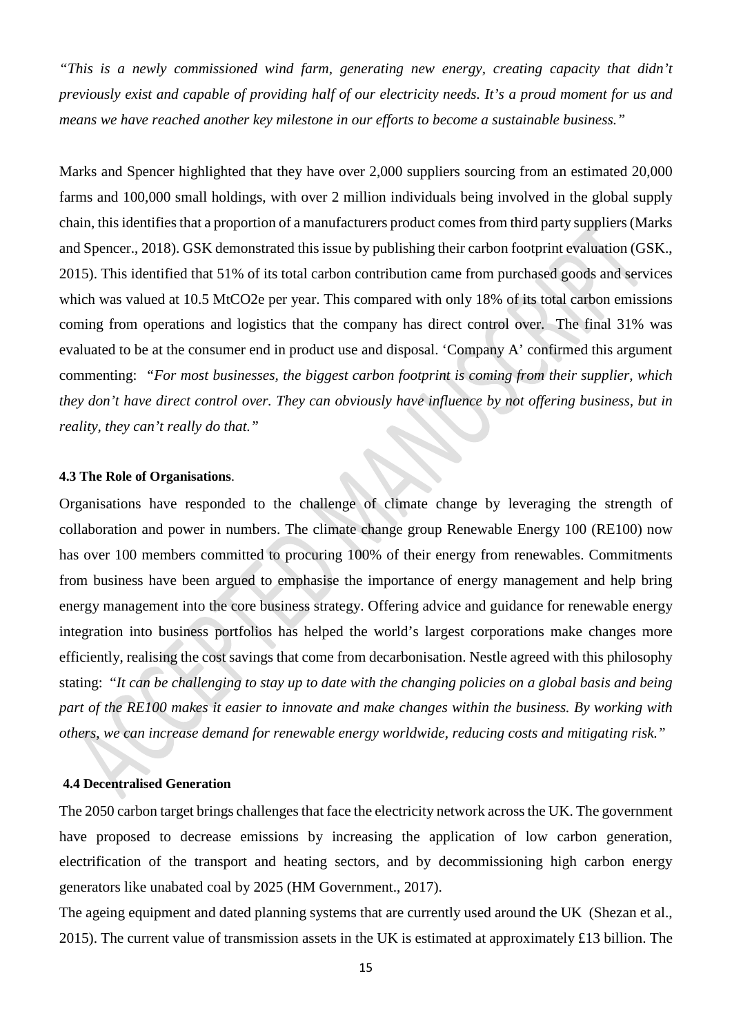*"This is a newly commissioned wind farm, generating new energy, creating capacity that didn't previously exist and capable of providing half of our electricity needs. It's a proud moment for us and means we have reached another key milestone in our efforts to become a sustainable business."*

Marks and Spencer highlighted that they have over 2,000 suppliers sourcing from an estimated 20,000 farms and 100,000 small holdings, with over 2 million individuals being involved in the global supply chain, this identifies that a proportion of a manufacturers product comes from third party suppliers (Marks and Spencer., 2018). GSK demonstrated this issue by publishing their carbon footprint evaluation (GSK., 2015). This identified that 51% of its total carbon contribution came from purchased goods and services which was valued at 10.5 MtCO2e per year. This compared with only 18% of its total carbon emissions coming from operations and logistics that the company has direct control over. The final 31% was evaluated to be at the consumer end in product use and disposal. 'Company A' confirmed this argument commenting: *"For most businesses, the biggest carbon footprint is coming from their supplier, which they don't have direct control over. They can obviously have influence by not offering business, but in reality, they can't really do that."*

#### 4.3 The Role of Organisations.

Organisations have responded to the challenge of climate change by leveraging the strength of collaboration and power in numbers. The climate change group Renewable Energy 100 (RE100) now has over 100 members committed to procuring 100% of their energy from renewables. Commitments from business have been argued to emphasise the importance of energy management and help bring energy management into the core business strategy. Offering advice and guidance for renewable energy integration into business portfolios has helped the world's largest corporations make changes more efficiently, realising the cost savings that come from decarbonisation. Nestle agreed with this philosophy stating: *"It can be challenging to stay up to date with the changing policies on a global basis and being part of the RE100 makes it easier to innovate and make changes within the business. By working with others, we can increase demand for renewable energy worldwide, reducing costs and mitigating risk."*

#### 4.4 Decentralised Generation

The 2050 carbon target brings challenges that face the electricity network across the UK. The government have proposed to decrease emissions by increasing the application of low carbon generation, electrification of the transport and heating sectors, and by decommissioning high carbon energy generators like unabated coal by 2025 (HM Government., 2017).

The ageing equipment and dated planning systems that are currently used around the UK (Shezan et al., 2015). The current value of transmission assets in the UK is estimated at approximately £13 billion. The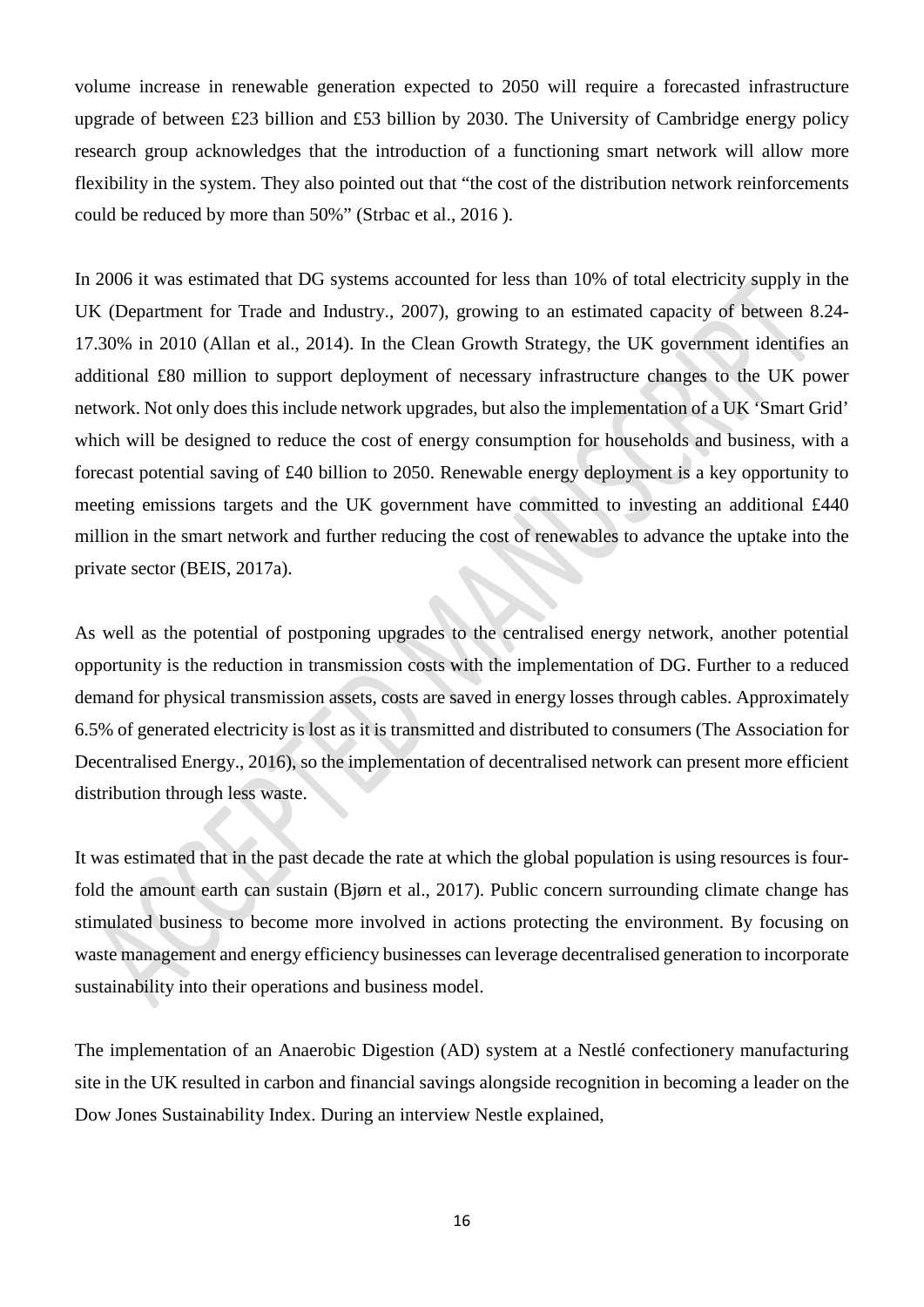volume increase in renewable generation expected to 2050 will require a forecasted infrastructure upgrade of between £23 billion and £53 billion by 2030. The University of Cambridge energy policy research group acknowledges that the introduction of a functioning smart network will allow more flexibility in the system. They also pointed out that "the cost of the distribution network reinforcements could be reduced by more than 50%" (Strbac et al., 2016 ).

In 2006 it was estimated that DG systems accounted for less than 10% of total electricity supply in the UK (Department for Trade and Industry., 2007), growing to an estimated capacity of between 8.24-17.30% in 2010 (Allan et al., 2014). In the Clean Growth Strategy, the UK government identifies an additional £80 million to support deployment of necessary infrastructure changes to the UK power network. Not only does this include network upgrades, but also the implementation of a UK 'Smart Grid' which will be designed to reduce the cost of energy consumption for households and business, with a forecast potential saving of £40 billion to 2050. Renewable energy deployment is a key opportunity to meeting emissions targets and the UK government have committed to investing an additional £440 million in the smart network and further reducing the cost of renewables to advance the uptake into the private sector (BEIS, 2017a).

As well as the potential of postponing upgrades to the centralised energy network, another potential opportunity is the reduction in transmission costs with the implementation of DG. Further to a reduced demand for physical transmission assets, costs are saved in energy losses through cables. Approximately 6.5% of generated electricity is lost as it is transmitted and distributed to consumers (The Association for Decentralised Energy., 2016), so the implementation of decentralised network can present more efficient distribution through less waste.

It was estimated that in the past decade the rate at which the global population is using resources is four-fold the amount earth can sustain (Bjørn et al., 2017). Public concern surrounding climate change has stimulated business to become more involved in actions protecting the environment. By focusing on waste management and energy efficiency businesses can leverage decentralised generation to incorporate sustainability into their operations and business model.

The implementation of an Anaerobic Digestion (AD) system at a Nestlé confectionery manufacturing site in the UK resulted in carbon and financial savings alongside recognition in becoming a leader on the Dow Jones Sustainability Index. During an interview Nestle explained,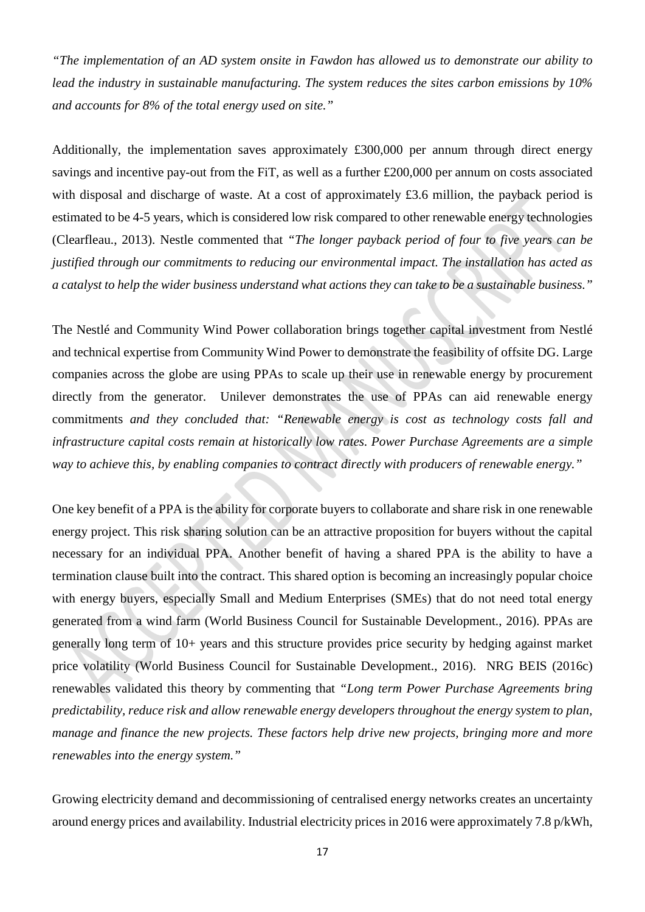*"The implementation of an AD system onsite in Fawdon has allowed us to demonstrate our ability to lead the industry in sustainable manufacturing. The system reduces the sites carbon emissions by 10% and accounts for 8% of the total energy used on site."*

Additionally, the implementation saves approximately £300,000 per annum through direct energy savings and incentive pay-out from the FiT, as well as a further £200,000 per annum on costs associated with disposal and discharge of waste. At a cost of approximately £3.6 million, the payback period is estimated to be 4-5 years, which is considered low risk compared to other renewable energy technologies (Clearfleau., 2013). Nestle commented that *"The longer payback period of four to five years can be justified through our commitments to reducing our environmental impact. The installation has acted as a catalyst to help the wider business understand what actions they can take to be a sustainable business."*

The Nestlé and Community Wind Power collaboration brings together capital investment from Nestlé and technical expertise from Community Wind Power to demonstrate the feasibility of offsite DG. Large companies across the globe are using PPAs to scale up their use in renewable energy by procurement directly from the generator. Unilever demonstrates the use of PPAs can aid renewable energy commitments *and they concluded that: "Renewable energy is cost as technology costs fall and infrastructure capital costs remain at historically low rates. Power Purchase Agreements are a simple way to achieve this, by enabling companies to contract directly with producers of renewable energy."*

One key benefit of a PPA is the ability for corporate buyers to collaborate and share risk in one renewable energy project. This risk sharing solution can be an attractive proposition for buyers without the capital necessary for an individual PPA. Another benefit of having a shared PPA is the ability to have a termination clause built into the contract. This shared option is becoming an increasingly popular choice with energy buyers, especially Small and Medium Enterprises (SMEs) that do not need total energy generated from a wind farm (World Business Council for Sustainable Development., 2016). PPAs are generally long term of 10+ years and this structure provides price security by hedging against market price volatility (World Business Council for Sustainable Development., 2016). NRG BEIS (2016c) renewables validated this theory by commenting that *"Long term Power Purchase Agreements bring predictability, reduce risk and allow renewable energy developers throughout the energy system to plan, manage and finance the new projects. These factors help drive new projects, bringing more and more renewables into the energy system."*

Growing electricity demand and decommissioning of centralised energy networks creates an uncertainty around energy prices and availability. Industrial electricity prices in 2016 were approximately 7.8 p/kWh,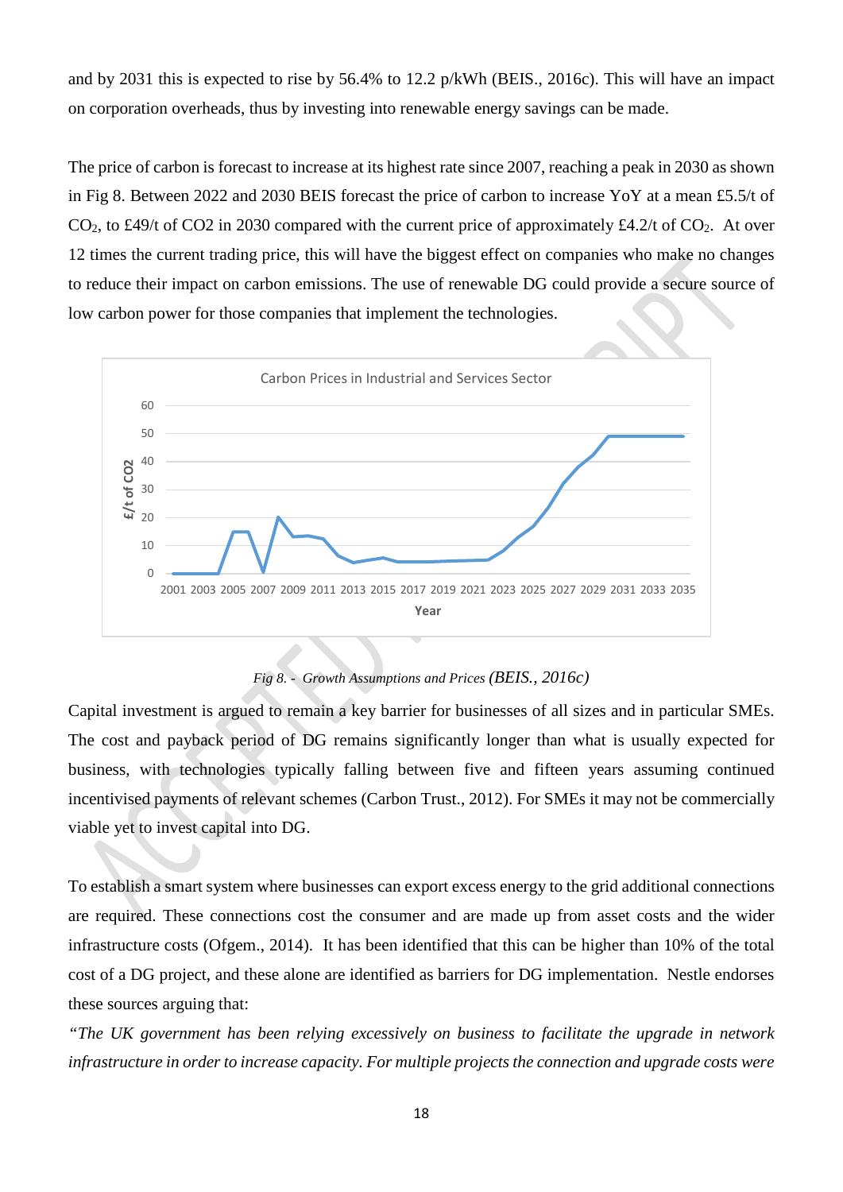and by 2031 this is expected to rise by 56.4% to 12.2 p/kWh (BEIS., 2016c). This will have an impact on corporation overheads, thus by investing into renewable energy savings can be made.

The price of carbon is forecast to increase at its highest rate since 2007, reaching a peak in 2030 as shown in Fig 8. Between 2022 and 2030 BEIS forecast the price of carbon to increase YoY at a mean £5.5/t of $CO_2$, to £49/t of CO2 in 2030 compared with the current price of approximately £4.2/t of $CO_2$. At over 12 times the current trading price, this will have the biggest effect on companies who make no changes to reduce their impact on carbon emissions. The use of renewable DG could provide a secure source of low carbon power for those companies that implement the technologies.

*Fig 8. - Growth Assumptions and Prices* (BEIS., 2016c)

Capital investment is argued to remain a key barrier for businesses of all sizes and in particular SMEs. The cost and payback period of DG remains significantly longer than what is usually expected for business, with technologies typically falling between five and fifteen years assuming continued incentivised payments of relevant schemes (Carbon Trust., 2012). For SMEs it may not be commercially viable yet to invest capital into DG.

To establish a smart system where businesses can export excess energy to the grid additional connections are required. These connections cost the consumer and are made up from asset costs and the wider infrastructure costs (Ofgem., 2014). It has been identified that this can be higher than 10% of the total cost of a DG project, and these alone are identified as barriers for DG implementation. Nestle endorses these sources arguing that:

*"The UK government has been relying excessively on business to facilitate the upgrade in network infrastructure in order to increase capacity. For multiple projects the connection and upgrade costs were*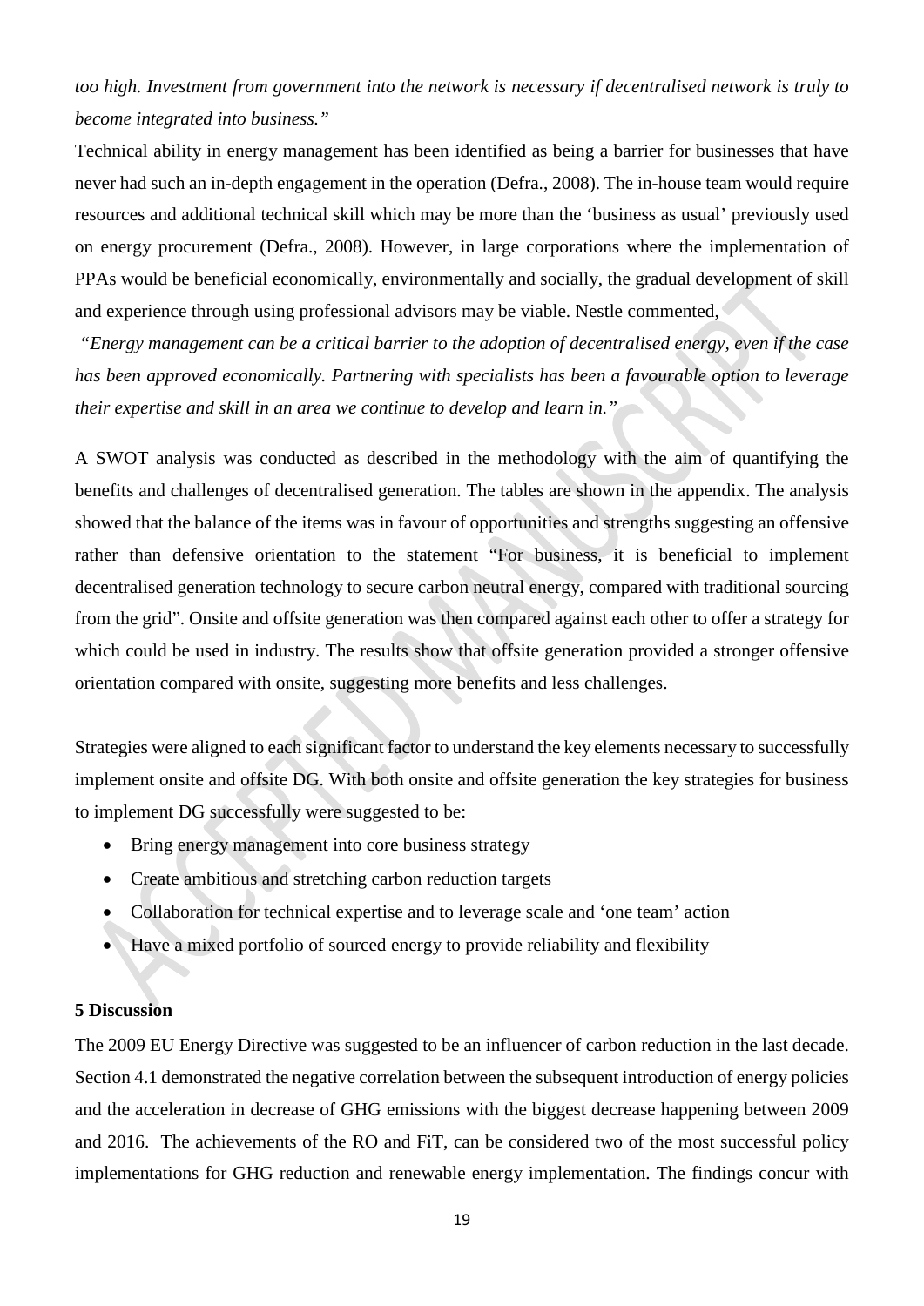*too high. Investment from government into the network is necessary if decentralised network is truly to become integrated into business."*

Technical ability in energy management has been identified as being a barrier for businesses that have never had such an in-depth engagement in the operation (Defra., 2008). The in-house team would require resources and additional technical skill which may be more than the 'business as usual' previously used on energy procurement (Defra., 2008). However, in large corporations where the implementation of PPAs would be beneficial economically, environmentally and socially, the gradual development of skill and experience through using professional advisors may be viable. Nestle commented,

*"Energy management can be a critical barrier to the adoption of decentralised energy, even if the case has been approved economically. Partnering with specialists has been a favourable option to leverage their expertise and skill in an area we continue to develop and learn in."*

A SWOT analysis was conducted as described in the methodology with the aim of quantifying the benefits and challenges of decentralised generation. The tables are shown in the appendix. The analysis showed that the balance of the items was in favour of opportunities and strengths suggesting an offensive rather than defensive orientation to the statement "For business, it is beneficial to implement decentralised generation technology to secure carbon neutral energy, compared with traditional sourcing from the grid". Onsite and offsite generation was then compared against each other to offer a strategy for which could be used in industry. The results show that offsite generation provided a stronger offensive orientation compared with onsite, suggesting more benefits and less challenges.

Strategies were aligned to each significant factor to understand the key elements necessary to successfully implement onsite and offsite DG. With both onsite and offsite generation the key strategies for business to implement DG successfully were suggested to be:

- Bring energy management into core business strategy
- Create ambitious and stretching carbon reduction targets
- Collaboration for technical expertise and to leverage scale and 'one team' action
- Have a mixed portfolio of sourced energy to provide reliability and flexibility

**5 Discussion**

The 2009 EU Energy Directive was suggested to be an influencer of carbon reduction in the last decade. Section 4.1 demonstrated the negative correlation between the subsequent introduction of energy policies and the acceleration in decrease of GHG emissions with the biggest decrease happening between 2009 and 2016. The achievements of the RO and FiT, can be considered two of the most successful policy implementations for GHG reduction and renewable energy implementation. The findings concur with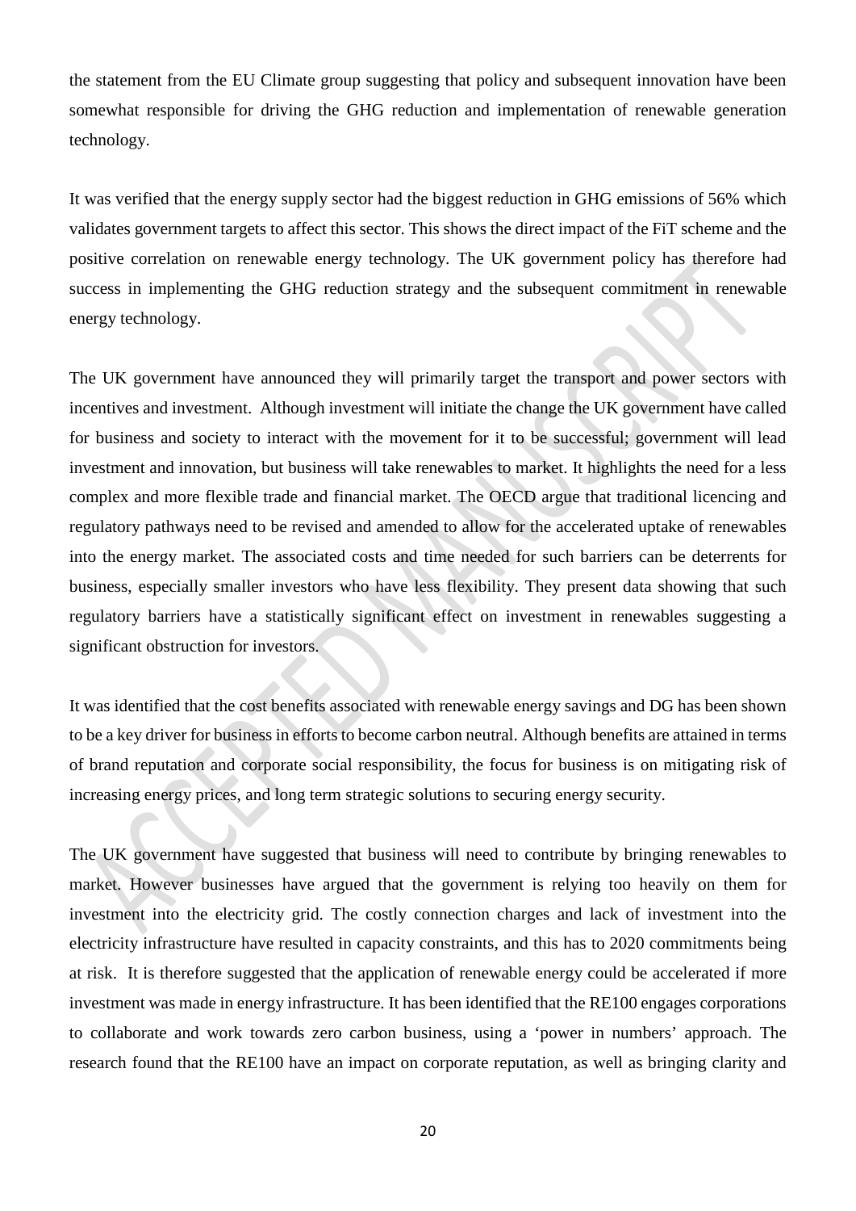the statement from the EU Climate group suggesting that policy and subsequent innovation have been somewhat responsible for driving the GHG reduction and implementation of renewable generation technology.

It was verified that the energy supply sector had the biggest reduction in GHG emissions of 56% which validates government targets to affect this sector. This shows the direct impact of the FiT scheme and the positive correlation on renewable energy technology. The UK government policy has therefore had success in implementing the GHG reduction strategy and the subsequent commitment in renewable energy technology.

The UK government have announced they will primarily target the transport and power sectors with incentives and investment. Although investment will initiate the change the UK government have called for business and society to interact with the movement for it to be successful; government will lead investment and innovation, but business will take renewables to market. It highlights the need for a less complex and more flexible trade and financial market. The OECD argue that traditional licencing and regulatory pathways need to be revised and amended to allow for the accelerated uptake of renewables into the energy market. The associated costs and time needed for such barriers can be deterrents for business, especially smaller investors who have less flexibility. They present data showing that such regulatory barriers have a statistically significant effect on investment in renewables suggesting a significant obstruction for investors.

It was identified that the cost benefits associated with renewable energy savings and DG has been shown to be a key driver for business in efforts to become carbon neutral. Although benefits are attained in terms of brand reputation and corporate social responsibility, the focus for business is on mitigating risk of increasing energy prices, and long term strategic solutions to securing energy security.

The UK government have suggested that business will need to contribute by bringing renewables to market. However businesses have argued that the government is relying too heavily on them for investment into the electricity grid. The costly connection charges and lack of investment into the electricity infrastructure have resulted in capacity constraints, and this has to 2020 commitments being at risk. It is therefore suggested that the application of renewable energy could be accelerated if more investment was made in energy infrastructure. It has been identified that the RE100 engages corporations to collaborate and work towards zero carbon business, using a 'power in numbers' approach. The research found that the RE100 have an impact on corporate reputation, as well as bringing clarity and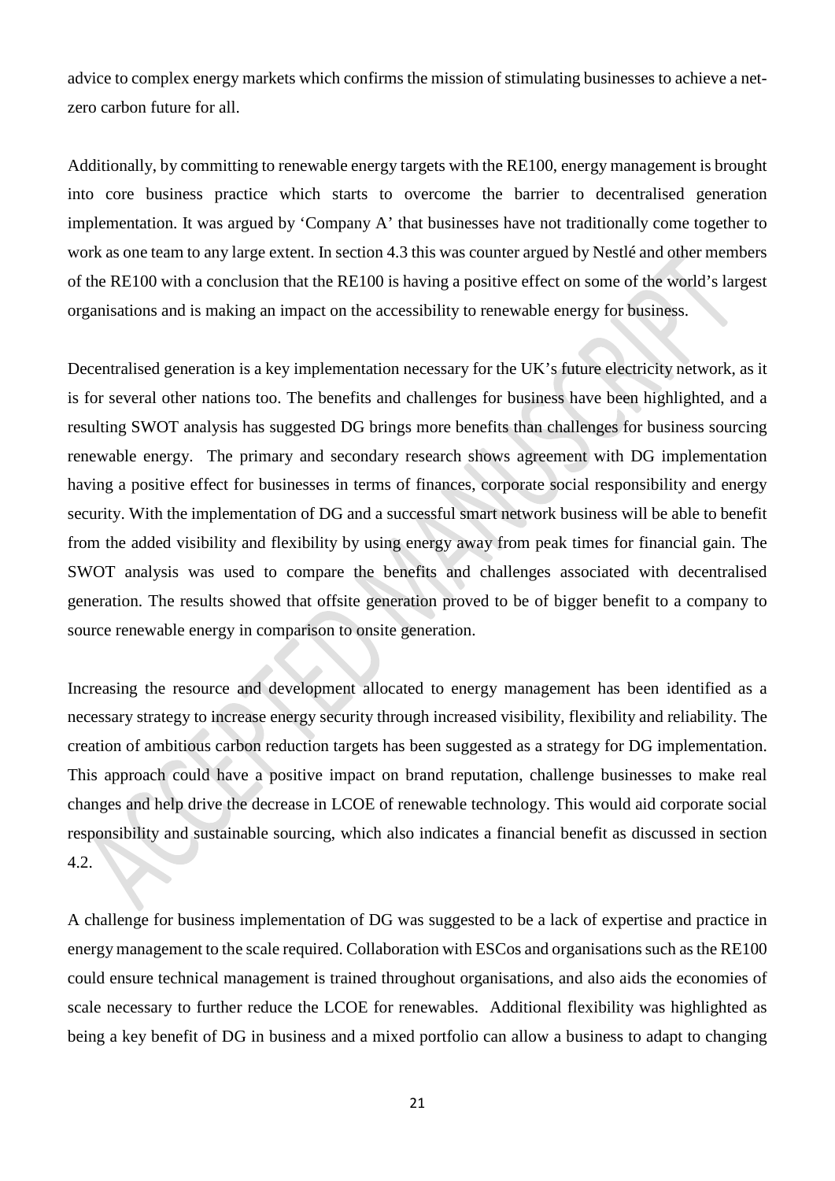advice to complex energy markets which confirms the mission of stimulating businesses to achieve a net-zero carbon future for all.

Additionally, by committing to renewable energy targets with the RE100, energy management is brought into core business practice which starts to overcome the barrier to decentralised generation implementation. It was argued by 'Company A' that businesses have not traditionally come together to work as one team to any large extent. In section 4.3 this was counter argued by Nestlé and other members of the RE100 with a conclusion that the RE100 is having a positive effect on some of the world's largest organisations and is making an impact on the accessibility to renewable energy for business.

Decentralised generation is a key implementation necessary for the UK's future electricity network, as it is for several other nations too. The benefits and challenges for business have been highlighted, and a resulting SWOT analysis has suggested DG brings more benefits than challenges for business sourcing renewable energy. The primary and secondary research shows agreement with DG implementation having a positive effect for businesses in terms of finances, corporate social responsibility and energy security. With the implementation of DG and a successful smart network business will be able to benefit from the added visibility and flexibility by using energy away from peak times for financial gain. The SWOT analysis was used to compare the benefits and challenges associated with decentralised generation. The results showed that offsite generation proved to be of bigger benefit to a company to source renewable energy in comparison to onsite generation.

Increasing the resource and development allocated to energy management has been identified as a necessary strategy to increase energy security through increased visibility, flexibility and reliability. The creation of ambitious carbon reduction targets has been suggested as a strategy for DG implementation. This approach could have a positive impact on brand reputation, challenge businesses to make real changes and help drive the decrease in LCOE of renewable technology. This would aid corporate social responsibility and sustainable sourcing, which also indicates a financial benefit as discussed in section 4.2.

A challenge for business implementation of DG was suggested to be a lack of expertise and practice in energy management to the scale required. Collaboration with ESCos and organisations such as the RE100 could ensure technical management is trained throughout organisations, and also aids the economies of scale necessary to further reduce the LCOE for renewables. Additional flexibility was highlighted as being a key benefit of DG in business and a mixed portfolio can allow a business to adapt to changing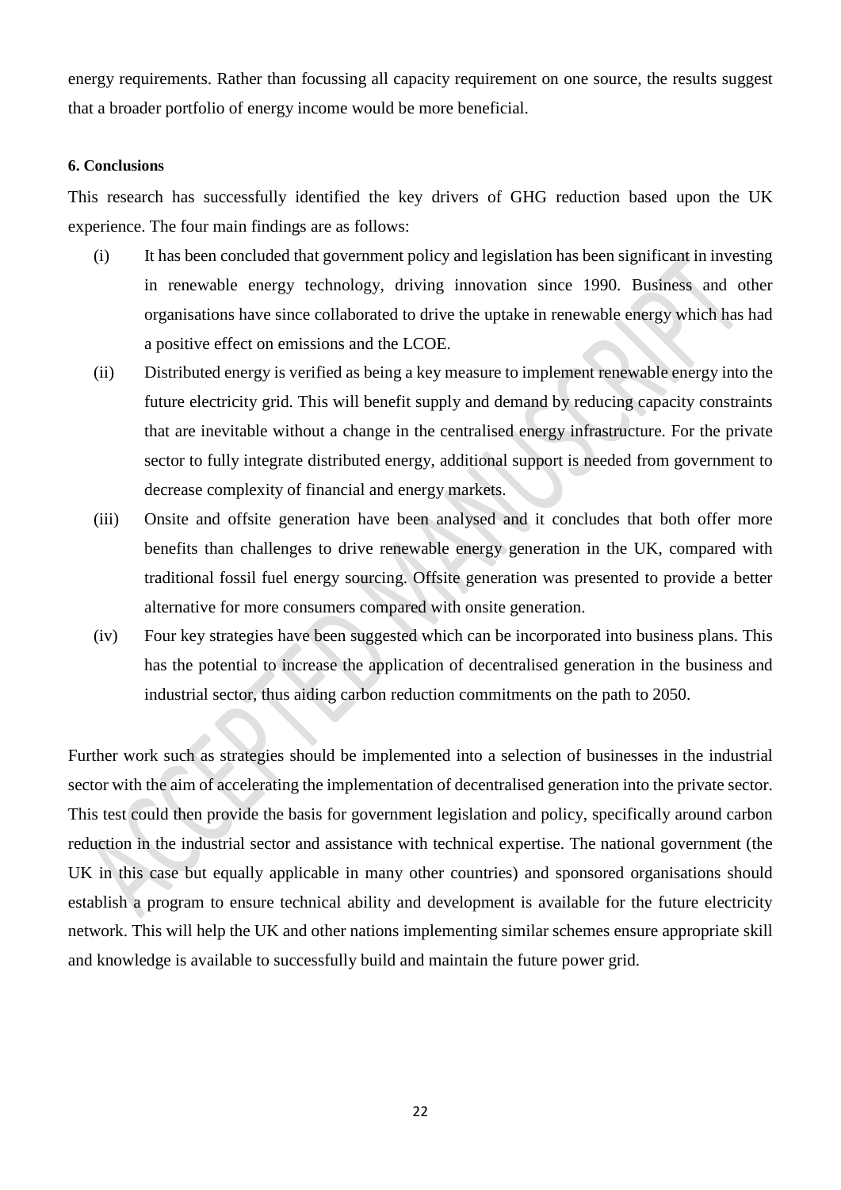energy requirements. Rather than focussing all capacity requirement on one source, the results suggest that a broader portfolio of energy income would be more beneficial.

**6. Conclusions**

This research has successfully identified the key drivers of GHG reduction based upon the UK experience. The four main findings are as follows:

(i) It has been concluded that government policy and legislation has been significant in investing in renewable energy technology, driving innovation since 1990. Business and other organisations have since collaborated to drive the uptake in renewable energy which has had a positive effect on emissions and the LCOE.

(ii) Distributed energy is verified as being a key measure to implement renewable energy into the future electricity grid. This will benefit supply and demand by reducing capacity constraints that are inevitable without a change in the centralised energy infrastructure. For the private sector to fully integrate distributed energy, additional support is needed from government to decrease complexity of financial and energy markets.

(iii) Onsite and offsite generation have been analysed and it concludes that both offer more benefits than challenges to drive renewable energy generation in the UK, compared with traditional fossil fuel energy sourcing. Offsite generation was presented to provide a better alternative for more consumers compared with onsite generation.

(iv) Four key strategies have been suggested which can be incorporated into business plans. This has the potential to increase the application of decentralised generation in the business and industrial sector, thus aiding carbon reduction commitments on the path to 2050.

Further work such as strategies should be implemented into a selection of businesses in the industrial sector with the aim of accelerating the implementation of decentralised generation into the private sector. This test could then provide the basis for government legislation and policy, specifically around carbon reduction in the industrial sector and assistance with technical expertise. The national government (the UK in this case but equally applicable in many other countries) and sponsored organisations should establish a program to ensure technical ability and development is available for the future electricity network. This will help the UK and other nations implementing similar schemes ensure appropriate skill and knowledge is available to successfully build and maintain the future power grid.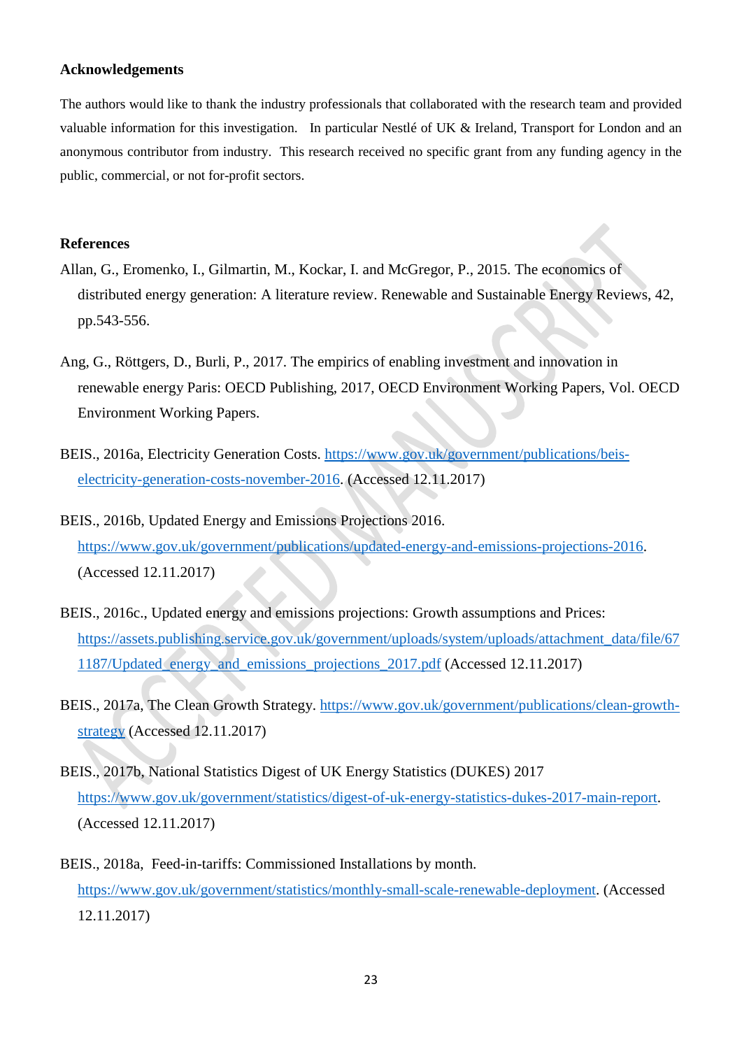**Acknowledgements**

The authors would like to thank the industry professionals that collaborated with the research team and provided valuable information for this investigation. In particular Nestlé of UK & Ireland, Transport for London and an anonymous contributor from industry. This research received no specific grant from any funding agency in the public, commercial, or not for-profit sectors.

**References**

Allan, G., Eromenko, I., Gilmartin, M., Kockar, I. and McGregor, P., 2015. The economics of distributed energy generation: A literature review. Renewable and Sustainable Energy Reviews, 42, pp.543-556.

Ang, G., Röttgers, D., Burli, P., 2017. The empirics of enabling investment and innovation in renewable energy Paris: OECD Publishing, 2017, OECD Environment Working Papers, Vol. OECD Environment Working Papers.

BEIS., 2016a, Electricity Generation Costs. https://www.gov.uk/government/publications/beis-electricity-generation-costs-november-2016. (Accessed 12.11.2017)

BEIS., 2016b, Updated Energy and Emissions Projections 2016. https://www.gov.uk/government/publications/updated-energy-and-emissions-projections-2016. (Accessed 12.11.2017)

BEIS., 2016c., Updated energy and emissions projections: Growth assumptions and Prices: https://assets.publishing.service.gov.uk/government/uploads/system/uploads/attachment_data/file/671187/Updated_energy_and_emissions_projections_2017.pdf (Accessed 12.11.2017)

BEIS., 2017a, The Clean Growth Strategy. https://www.gov.uk/government/publications/clean-growth-strategy (Accessed 12.11.2017)

BEIS., 2017b, National Statistics Digest of UK Energy Statistics (DUKES) 2017 https://www.gov.uk/government/statistics/digest-of-uk-energy-statistics-dukes-2017-main-report. (Accessed 12.11.2017)

BEIS., 2018a, Feed-in-tariffs: Commissioned Installations by month. https://www.gov.uk/government/statistics/monthly-small-scale-renewable-deployment. (Accessed 12.11.2017)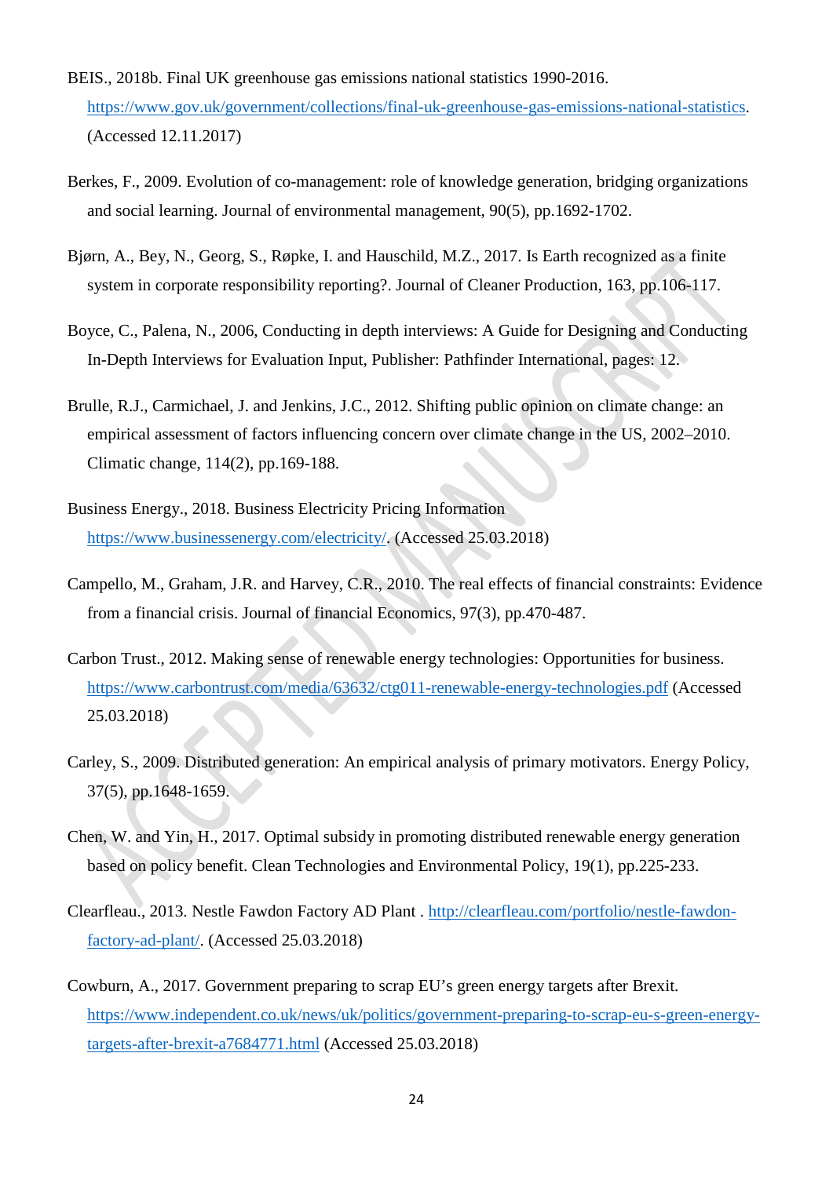BEIS., 2018b. Final UK greenhouse gas emissions national statistics 1990-2016. https://www.gov.uk/government/collections/final-uk-greenhouse-gas-emissions-national-statistics. (Accessed 12.11.2017)

Berkes, F., 2009. Evolution of co-management: role of knowledge generation, bridging organizations and social learning. Journal of environmental management, 90(5), pp.1692-1702.

Bjørn, A., Bey, N., Georg, S., Røpke, I. and Hauschild, M.Z., 2017. Is Earth recognized as a finite system in corporate responsibility reporting?. Journal of Cleaner Production, 163, pp.106-117.

Boyce, C., Palena, N., 2006, Conducting in depth interviews: A Guide for Designing and Conducting In-Depth Interviews for Evaluation Input, Publisher: Pathfinder International, pages: 12.

Brulle, R.J., Carmichael, J. and Jenkins, J.C., 2012. Shifting public opinion on climate change: an empirical assessment of factors influencing concern over climate change in the US, 2002–2010. Climatic change, 114(2), pp.169-188.

Business Energy., 2018. Business Electricity Pricing Information https://www.businessenergy.com/electricity/. (Accessed 25.03.2018)

Campello, M., Graham, J.R. and Harvey, C.R., 2010. The real effects of financial constraints: Evidence from a financial crisis. Journal of financial Economics, 97(3), pp.470-487.

Carbon Trust., 2012. Making sense of renewable energy technologies: Opportunities for business. https://www.carbontrust.com/media/63632/ctg011-renewable-energy-technologies.pdf (Accessed 25.03.2018)

Carley, S., 2009. Distributed generation: An empirical analysis of primary motivators. Energy Policy, 37(5), pp.1648-1659.

Chen, W. and Yin, H., 2017. Optimal subsidy in promoting distributed renewable energy generation based on policy benefit. Clean Technologies and Environmental Policy, 19(1), pp.225-233.

Clearfleau., 2013. Nestle Fawdon Factory AD Plant . http://clearfleau.com/portfolio/nestle-fawdon-factory-ad-plant/. (Accessed 25.03.2018)

Cowburn, A., 2017. Government preparing to scrap EU's green energy targets after Brexit. https://www.independent.co.uk/news/uk/politics/government-preparing-to-scrap-eu-s-green-energy-targets-after-brexit-a7684771.html (Accessed 25.03.2018)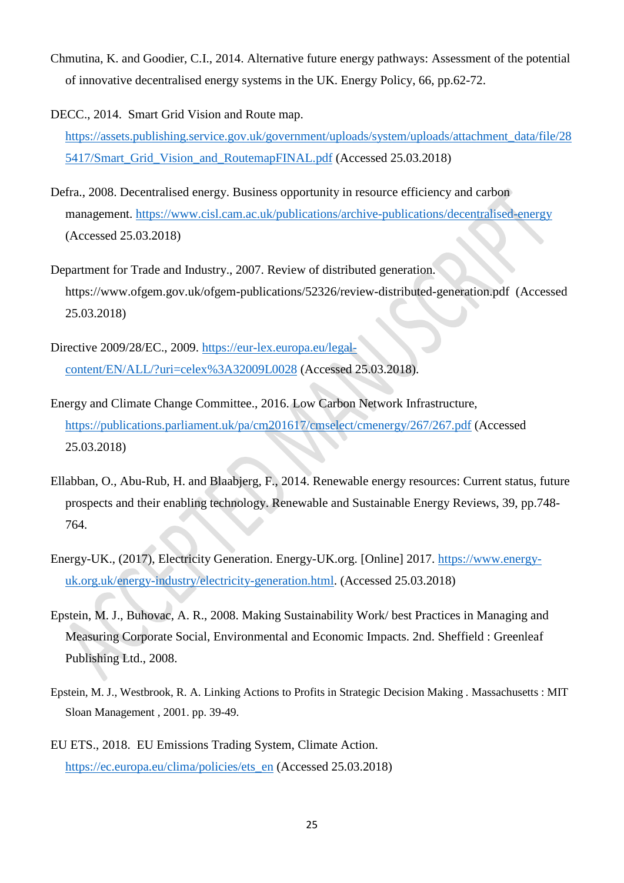Chmutina, K. and Goodier, C.I., 2014. Alternative future energy pathways: Assessment of the potential of innovative decentralised energy systems in the UK. Energy Policy, 66, pp.62-72.

DECC., 2014. Smart Grid Vision and Route map. https://assets.publishing.service.gov.uk/government/uploads/system/uploads/attachment_data/file/285417/Smart_Grid_Vision_and_RoutemapFINAL.pdf (Accessed 25.03.2018)

Defra., 2008. Decentralised energy. Business opportunity in resource efficiency and carbon management. https://www.cisl.cam.ac.uk/publications/archive-publications/decentralised-energy (Accessed 25.03.2018)

Department for Trade and Industry., 2007. Review of distributed generation. https://www.ofgem.gov.uk/ofgem-publications/52326/review-distributed-generation.pdf (Accessed 25.03.2018)

Directive 2009/28/EC., 2009. https://eur-lex.europa.eu/legal-content/EN/ALL/?uri=celex%3A32009L0028 (Accessed 25.03.2018).

Energy and Climate Change Committee., 2016. Low Carbon Network Infrastructure, https://publications.parliament.uk/pa/cm201617/cmselect/cmenergy/267/267.pdf (Accessed 25.03.2018)

Ellabban, O., Abu-Rub, H. and Blaabjerg, F., 2014. Renewable energy resources: Current status, future prospects and their enabling technology. Renewable and Sustainable Energy Reviews, 39, pp.748-764.

Energy-UK., (2017), Electricity Generation. Energy-UK.org. [Online] 2017. https://www.energy-uk.org.uk/energy-industry/electricity-generation.html. (Accessed 25.03.2018)

Epstein, M. J., Buhovac, A. R., 2008. Making Sustainability Work/ best Practices in Managing and Measuring Corporate Social, Environmental and Economic Impacts. 2nd. Sheffield : Greenleaf Publishing Ltd., 2008.

Epstein, M. J., Westbrook, R. A. Linking Actions to Profits in Strategic Decision Making . Massachusetts : MIT Sloan Management , 2001. pp. 39-49.

EU ETS., 2018. EU Emissions Trading System, Climate Action. https://ec.europa.eu/clima/policies/ets_en (Accessed 25.03.2018)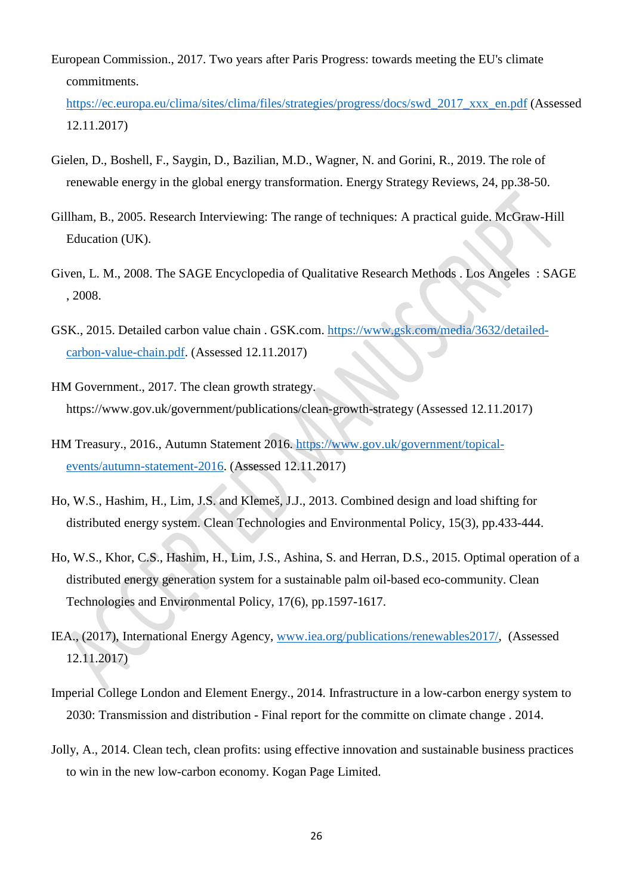European Commission., 2017. Two years after Paris Progress: towards meeting the EU's climate commitments. https://ec.europa.eu/clima/sites/clima/files/strategies/progress/docs/swd_2017_xxx_en.pdf (Assessed 12.11.2017)

Gielen, D., Boshell, F., Saygin, D., Bazilian, M.D., Wagner, N. and Gorini, R., 2019. The role of renewable energy in the global energy transformation. Energy Strategy Reviews, 24, pp.38-50.

Gillham, B., 2005. Research Interviewing: The range of techniques: A practical guide. McGraw-Hill Education (UK).

Given, L. M., 2008. The SAGE Encyclopedia of Qualitative Research Methods . Los Angeles : SAGE , 2008.

GSK., 2015. Detailed carbon value chain . GSK.com. https://www.gsk.com/media/3632/detailed-carbon-value-chain.pdf. (Assessed 12.11.2017)

HM Government., 2017. The clean growth strategy. https://www.gov.uk/government/publications/clean-growth-strategy (Assessed 12.11.2017)

HM Treasury., 2016., Autumn Statement 2016. https://www.gov.uk/government/topical-events/autumn-statement-2016. (Assessed 12.11.2017)

Ho, W.S., Hashim, H., Lim, J.S. and Klemeš, J.J., 2013. Combined design and load shifting for distributed energy system. Clean Technologies and Environmental Policy, 15(3), pp.433-444.

Ho, W.S., Khor, C.S., Hashim, H., Lim, J.S., Ashina, S. and Herran, D.S., 2015. Optimal operation of a distributed energy generation system for a sustainable palm oil-based eco-community. Clean Technologies and Environmental Policy, 17(6), pp.1597-1617.

IEA., (2017), International Energy Agency, www.iea.org/publications/renewables2017/, (Assessed 12.11.2017)

Imperial College London and Element Energy., 2014. Infrastructure in a low-carbon energy system to 2030: Transmission and distribution - Final report for the committe on climate change . 2014.

Jolly, A., 2014. Clean tech, clean profits: using effective innovation and sustainable business practices to win in the new low-carbon economy. Kogan Page Limited.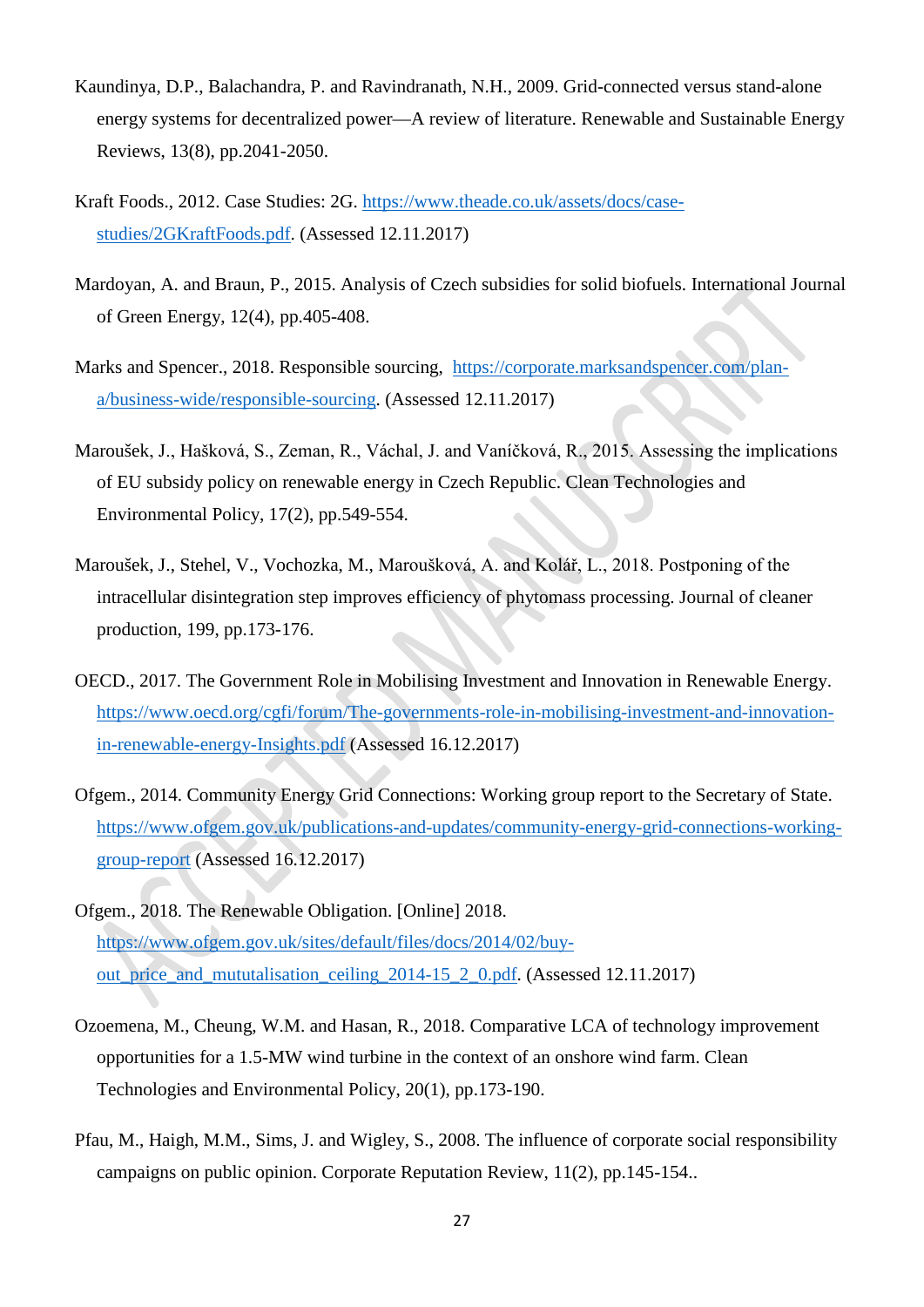Kaundinya, D.P., Balachandra, P. and Ravindranath, N.H., 2009. Grid-connected versus stand-alone energy systems for decentralized power—A review of literature. Renewable and Sustainable Energy Reviews, 13(8), pp.2041-2050.

Kraft Foods., 2012. Case Studies: 2G. https://www.theade.co.uk/assets/docs/case-studies/2GKraftFoods.pdf. (Assessed 12.11.2017)

Mardoyan, A. and Braun, P., 2015. Analysis of Czech subsidies for solid biofuels. International Journal of Green Energy, 12(4), pp.405-408.

Marks and Spencer., 2018. Responsible sourcing, https://corporate.marksandspencer.com/plan-a/business-wide/responsible-sourcing. (Assessed 12.11.2017)

Maroušek, J., Hašková, S., Zeman, R., Váchal, J. and Vaníčková, R., 2015. Assessing the implications of EU subsidy policy on renewable energy in Czech Republic. Clean Technologies and Environmental Policy, 17(2), pp.549-554.

Maroušek, J., Stehel, V., Vochozka, M., Maroušková, A. and Kolář, L., 2018. Postponing of the intracellular disintegration step improves efficiency of phytomass processing. Journal of cleaner production, 199, pp.173-176.

OECD., 2017. The Government Role in Mobilising Investment and Innovation in Renewable Energy. https://www.oecd.org/cgfi/forum/The-governments-role-in-mobilising-investment-and-innovation-in-renewable-energy-Insights.pdf (Assessed 16.12.2017)

Ofgem., 2014. Community Energy Grid Connections: Working group report to the Secretary of State. https://www.ofgem.gov.uk/publications-and-updates/community-energy-grid-connections-working-group-report (Assessed 16.12.2017)

Ofgem., 2018. The Renewable Obligation. [Online] 2018. https://www.ofgem.gov.uk/sites/default/files/docs/2014/02/buy-out_price_and_mututalisation_ceiling_2014-15_2_0.pdf. (Assessed 12.11.2017)

Ozoemena, M., Cheung, W.M. and Hasan, R., 2018. Comparative LCA of technology improvement opportunities for a 1.5-MW wind turbine in the context of an onshore wind farm. Clean Technologies and Environmental Policy, 20(1), pp.173-190.

Pfau, M., Haigh, M.M., Sims, J. and Wigley, S., 2008. The influence of corporate social responsibility campaigns on public opinion. Corporate Reputation Review, 11(2), pp.145-154..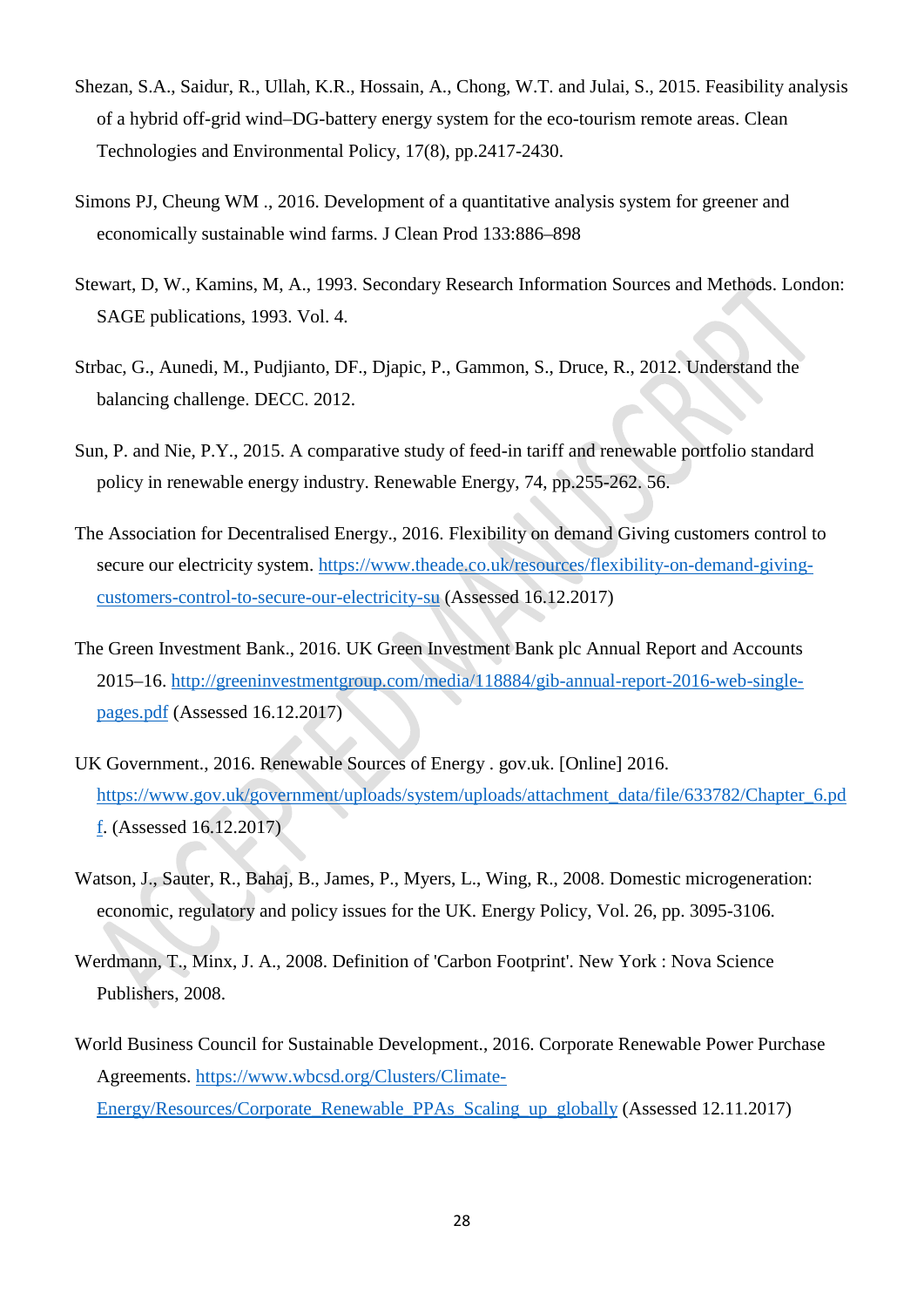Shezan, S.A., Saidur, R., Ullah, K.R., Hossain, A., Chong, W.T. and Julai, S., 2015. Feasibility analysis of a hybrid off-grid wind–DG-battery energy system for the eco-tourism remote areas. Clean Technologies and Environmental Policy, 17(8), pp.2417-2430.

Simons PJ, Cheung WM ., 2016. Development of a quantitative analysis system for greener and economically sustainable wind farms. J Clean Prod 133:886–898

Stewart, D, W., Kamins, M, A., 1993. Secondary Research Information Sources and Methods. London: SAGE publications, 1993. Vol. 4.

Strbac, G., Aunedi, M., Pudjianto, DF., Djapic, P., Gammon, S., Druce, R., 2012. Understand the balancing challenge. DECC. 2012.

Sun, P. and Nie, P.Y., 2015. A comparative study of feed-in tariff and renewable portfolio standard policy in renewable energy industry. Renewable Energy, 74, pp.255-262. 56.

The Association for Decentralised Energy., 2016. Flexibility on demand Giving customers control to secure our electricity system. https://www.theade.co.uk/resources/flexibility-on-demand-giving-customers-control-to-secure-our-electricity-su (Assessed 16.12.2017)

The Green Investment Bank., 2016. UK Green Investment Bank plc Annual Report and Accounts 2015–16. http://greeninvestmentgroup.com/media/118884/gib-annual-report-2016-web-single-pages.pdf (Assessed 16.12.2017)

UK Government., 2016. Renewable Sources of Energy . gov.uk. [Online] 2016. https://www.gov.uk/government/uploads/system/uploads/attachment_data/file/633782/Chapter_6.pdf. (Assessed 16.12.2017)

Watson, J., Sauter, R., Bahaj, B., James, P., Myers, L., Wing, R., 2008. Domestic microgeneration: economic, regulatory and policy issues for the UK. Energy Policy, Vol. 26, pp. 3095-3106.

Werdmann, T., Minx, J. A., 2008. Definition of 'Carbon Footprint'. New York : Nova Science Publishers, 2008.

World Business Council for Sustainable Development., 2016. Corporate Renewable Power Purchase Agreements. https://www.wbcsd.org/Clusters/Climate-Energy/Resources/Corporate_Renewable_PPAs_Scaling_up_globally (Assessed 12.11.2017)